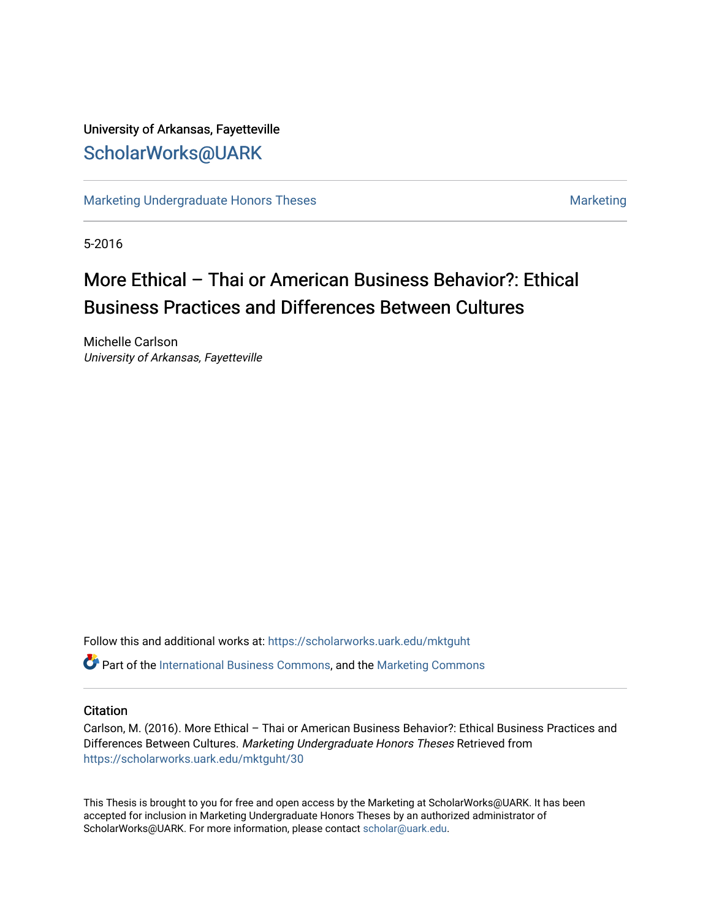University of Arkansas, Fayetteville

# ScholarWorks@UARK

Marketing Undergraduate Honors Theses | Marketing

5-2016

# More Ethical – Thai or American Business Behavior?: Ethical Business Practices and Differences Between Cultures

Michelle Carlson
*University of Arkansas, Fayetteville*

Follow this and additional works at: https://scholarworks.uark.edu/mktguht

Part of the International Business Commons, and the Marketing Commons

## Citation

Carlson, M. (2016). More Ethical – Thai or American Business Behavior?: Ethical Business Practices and Differences Between Cultures. *Marketing Undergraduate Honors Theses* Retrieved from https://scholarworks.uark.edu/mktguht/30

This Thesis is brought to you for free and open access by the Marketing at ScholarWorks@UARK. It has been accepted for inclusion in Marketing Undergraduate Honors Theses by an authorized administrator of ScholarWorks@UARK. For more information, please contact scholar@uark.edu.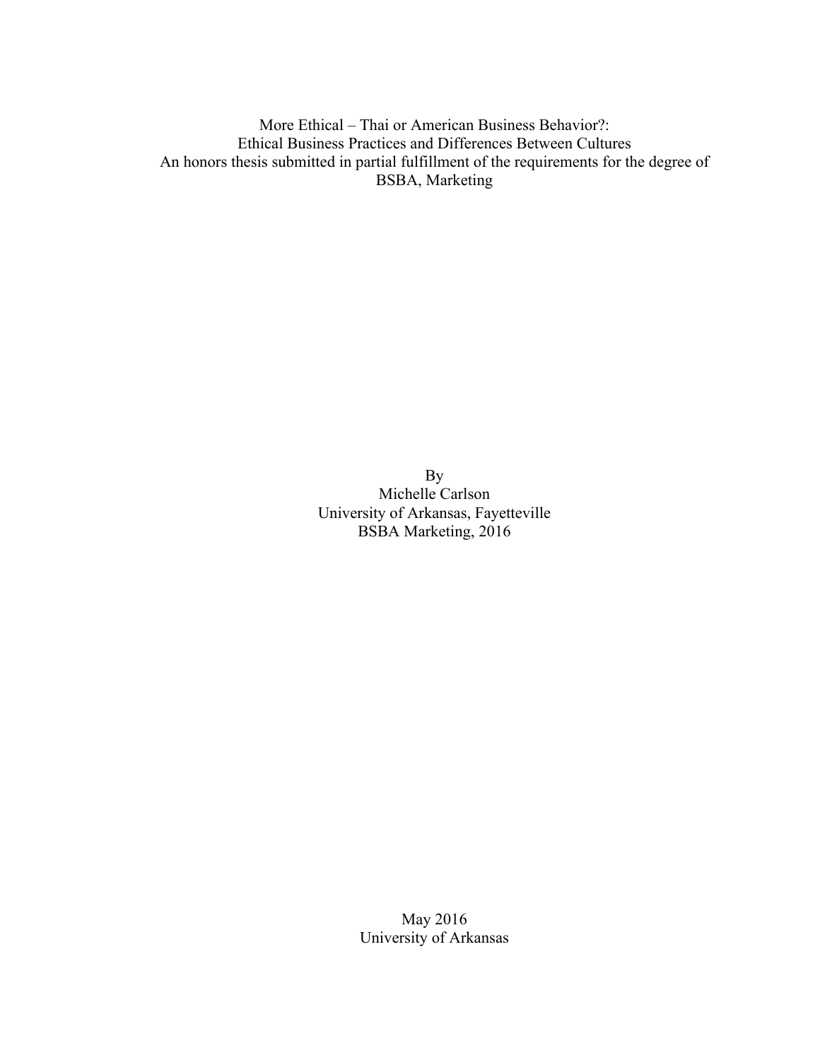More Ethical – Thai or American Business Behavior?:
Ethical Business Practices and Differences Between Cultures
An honors thesis submitted in partial fulfillment of the requirements for the degree of
BSBA, Marketing

By
Michelle Carlson
University of Arkansas, Fayetteville
BSBA Marketing, 2016

May 2016
University of Arkansas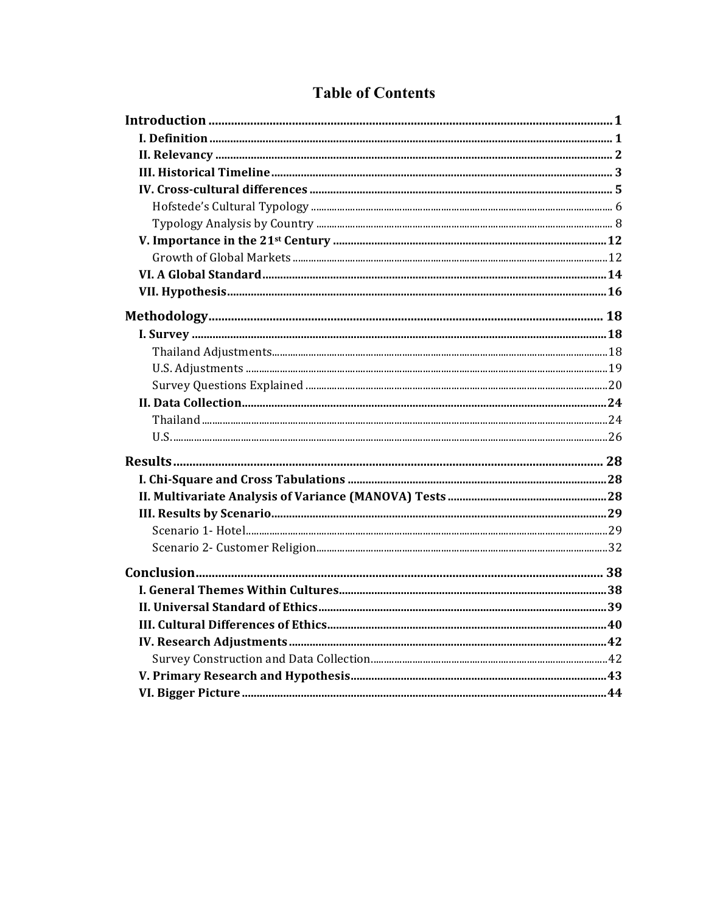# Table of Contents

**Introduction** ........ 1

- **I. Definition** ........ 1
- **II. Relevancy** ........ 2
- **III. Historical Timeline** ........ 3
- **IV. Cross-cultural differences** ........ 5
  - Hofstede's Cultural Typology ........ 6
  - Typology Analysis by Country ........ 8
- **V. Importance in the 21st Century** ........ 12
  - Growth of Global Markets ........ 12
- **VI. A Global Standard** ........ 14
- **VII. Hypothesis** ........ 16

**Methodology** ........ 18

- **I. Survey** ........ 18
  - Thailand Adjustments ........ 18
  - U.S. Adjustments ........ 19
  - Survey Questions Explained ........ 20
- **II. Data Collection** ........ 24
  - Thailand ........ 24
  - U.S. ........ 26

**Results** ........ 28

- **I. Chi-Square and Cross Tabulations** ........ 28
- **II. Multivariate Analysis of Variance (MANOVA) Tests** ........ 28
- **III. Results by Scenario** ........ 29
  - Scenario 1- Hotel ........ 29
  - Scenario 2- Customer Religion ........ 32

**Conclusion** ........ 38

- **I. General Themes Within Cultures** ........ 38
- **II. Universal Standard of Ethics** ........ 39
- **III. Cultural Differences of Ethics** ........ 40
- **IV. Research Adjustments** ........ 42
  - Survey Construction and Data Collection ........ 42
- **V. Primary Research and Hypothesis** ........ 43
- **VI. Bigger Picture** ........ 44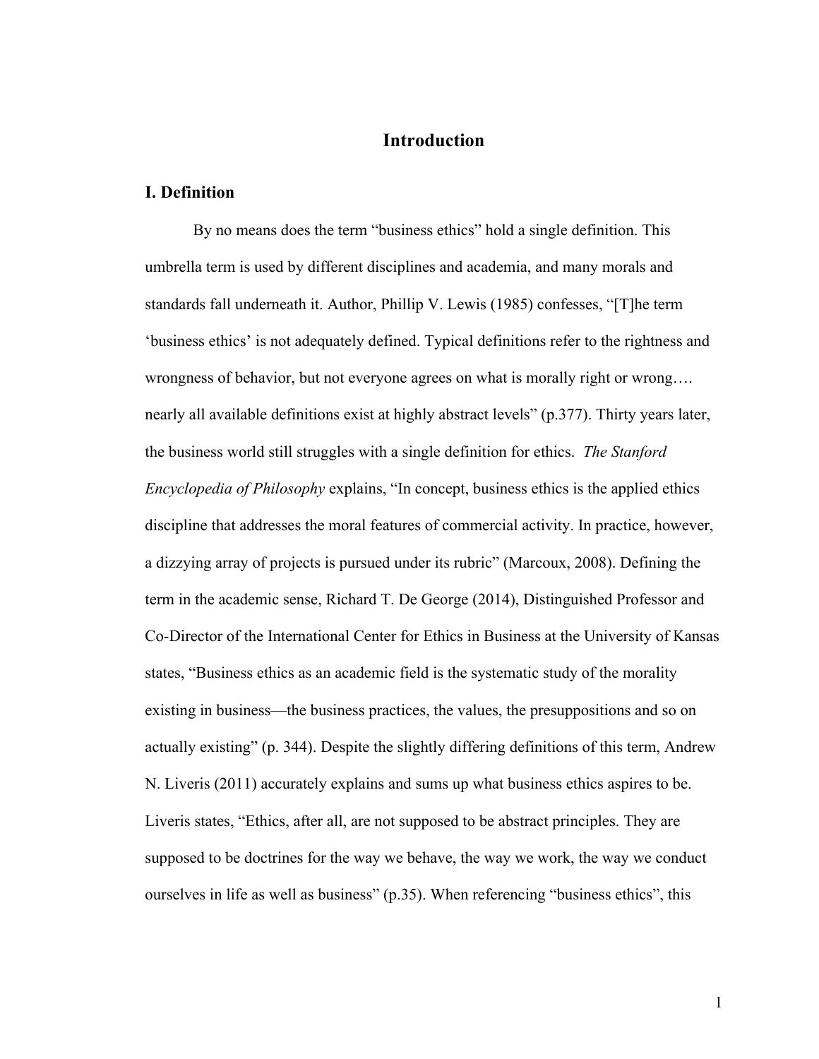# Introduction

## I. Definition

By no means does the term "business ethics" hold a single definition. This umbrella term is used by different disciplines and academia, and many morals and standards fall underneath it. Author, Phillip V. Lewis (1985) confesses, "[T]he term 'business ethics' is not adequately defined. Typical definitions refer to the rightness and wrongness of behavior, but not everyone agrees on what is morally right or wrong…. nearly all available definitions exist at highly abstract levels" (p.377). Thirty years later, the business world still struggles with a single definition for ethics. *The Stanford Encyclopedia of Philosophy* explains, "In concept, business ethics is the applied ethics discipline that addresses the moral features of commercial activity. In practice, however, a dizzying array of projects is pursued under its rubric" (Marcoux, 2008). Defining the term in the academic sense, Richard T. De George (2014), Distinguished Professor and Co-Director of the International Center for Ethics in Business at the University of Kansas states, "Business ethics as an academic field is the systematic study of the morality existing in business—the business practices, the values, the presuppositions and so on actually existing" (p. 344). Despite the slightly differing definitions of this term, Andrew N. Liveris (2011) accurately explains and sums up what business ethics aspires to be. Liveris states, "Ethics, after all, are not supposed to be abstract principles. They are supposed to be doctrines for the way we behave, the way we work, the way we conduct ourselves in life as well as business" (p.35). When referencing "business ethics", this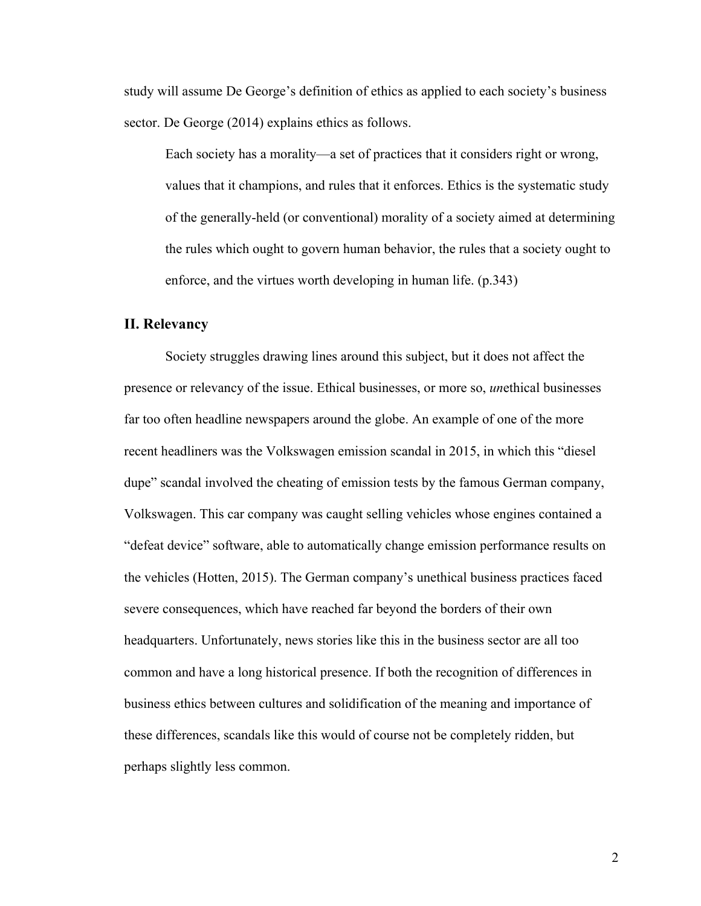study will assume De George's definition of ethics as applied to each society's business sector. De George (2014) explains ethics as follows.

> Each society has a morality—a set of practices that it considers right or wrong, values that it champions, and rules that it enforces. Ethics is the systematic study of the generally-held (or conventional) morality of a society aimed at determining the rules which ought to govern human behavior, the rules that a society ought to enforce, and the virtues worth developing in human life. (p.343)

## II. Relevancy

Society struggles drawing lines around this subject, but it does not affect the presence or relevancy of the issue. Ethical businesses, or more so, *un*ethical businesses far too often headline newspapers around the globe. An example of one of the more recent headliners was the Volkswagen emission scandal in 2015, in which this "diesel dupe" scandal involved the cheating of emission tests by the famous German company, Volkswagen. This car company was caught selling vehicles whose engines contained a "defeat device" software, able to automatically change emission performance results on the vehicles (Hotten, 2015). The German company's unethical business practices faced severe consequences, which have reached far beyond the borders of their own headquarters. Unfortunately, news stories like this in the business sector are all too common and have a long historical presence. If both the recognition of differences in business ethics between cultures and solidification of the meaning and importance of these differences, scandals like this would of course not be completely ridden, but perhaps slightly less common.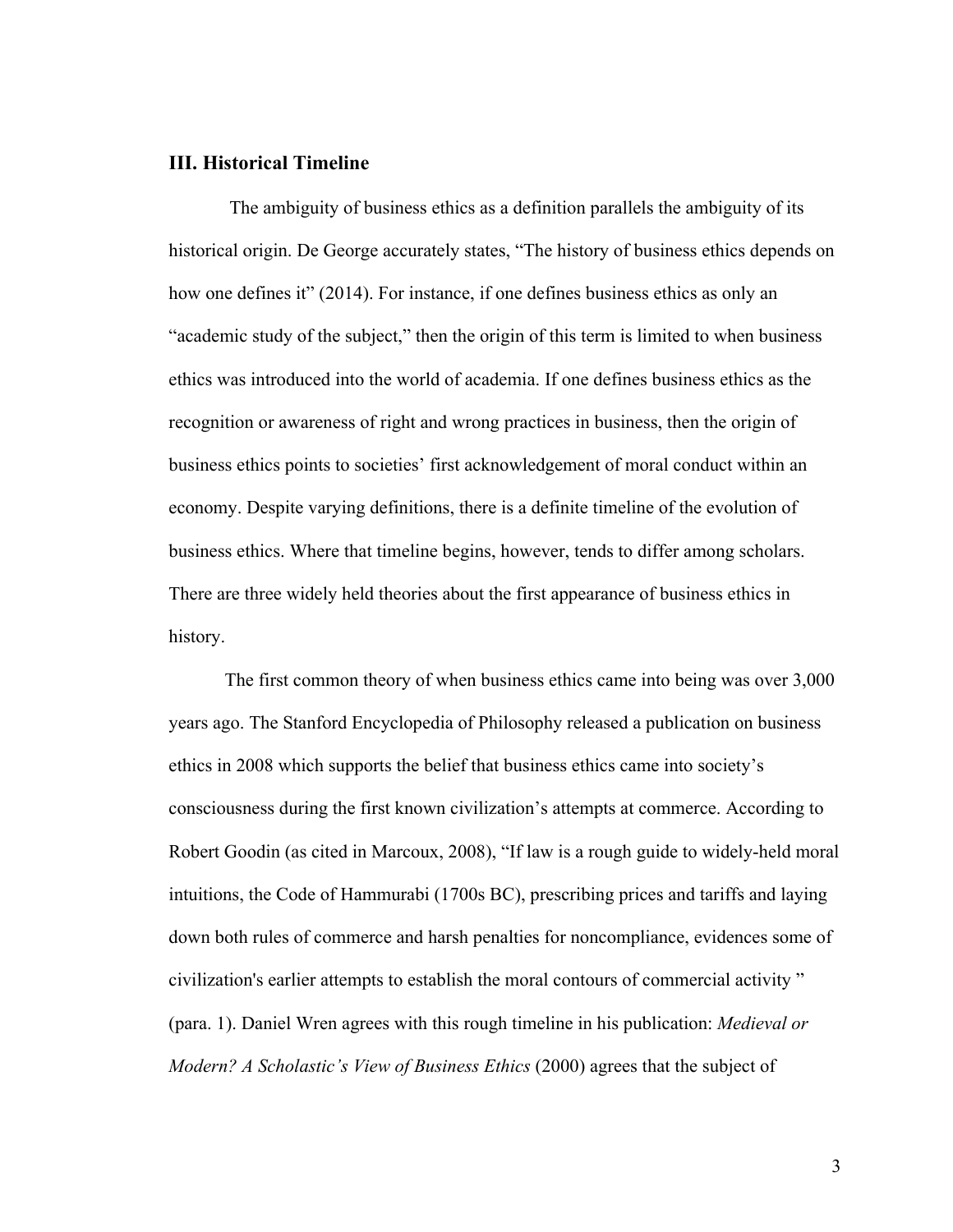## III. Historical Timeline

The ambiguity of business ethics as a definition parallels the ambiguity of its historical origin. De George accurately states, "The history of business ethics depends on how one defines it" (2014). For instance, if one defines business ethics as only an "academic study of the subject," then the origin of this term is limited to when business ethics was introduced into the world of academia. If one defines business ethics as the recognition or awareness of right and wrong practices in business, then the origin of business ethics points to societies' first acknowledgement of moral conduct within an economy. Despite varying definitions, there is a definite timeline of the evolution of business ethics. Where that timeline begins, however, tends to differ among scholars. There are three widely held theories about the first appearance of business ethics in history.

The first common theory of when business ethics came into being was over 3,000 years ago. The Stanford Encyclopedia of Philosophy released a publication on business ethics in 2008 which supports the belief that business ethics came into society's consciousness during the first known civilization's attempts at commerce. According to Robert Goodin (as cited in Marcoux, 2008), "If law is a rough guide to widely-held moral intuitions, the Code of Hammurabi (1700s BC), prescribing prices and tariffs and laying down both rules of commerce and harsh penalties for noncompliance, evidences some of civilization's earlier attempts to establish the moral contours of commercial activity " (para. 1). Daniel Wren agrees with this rough timeline in his publication: *Medieval or Modern? A Scholastic's View of Business Ethics* (2000) agrees that the subject of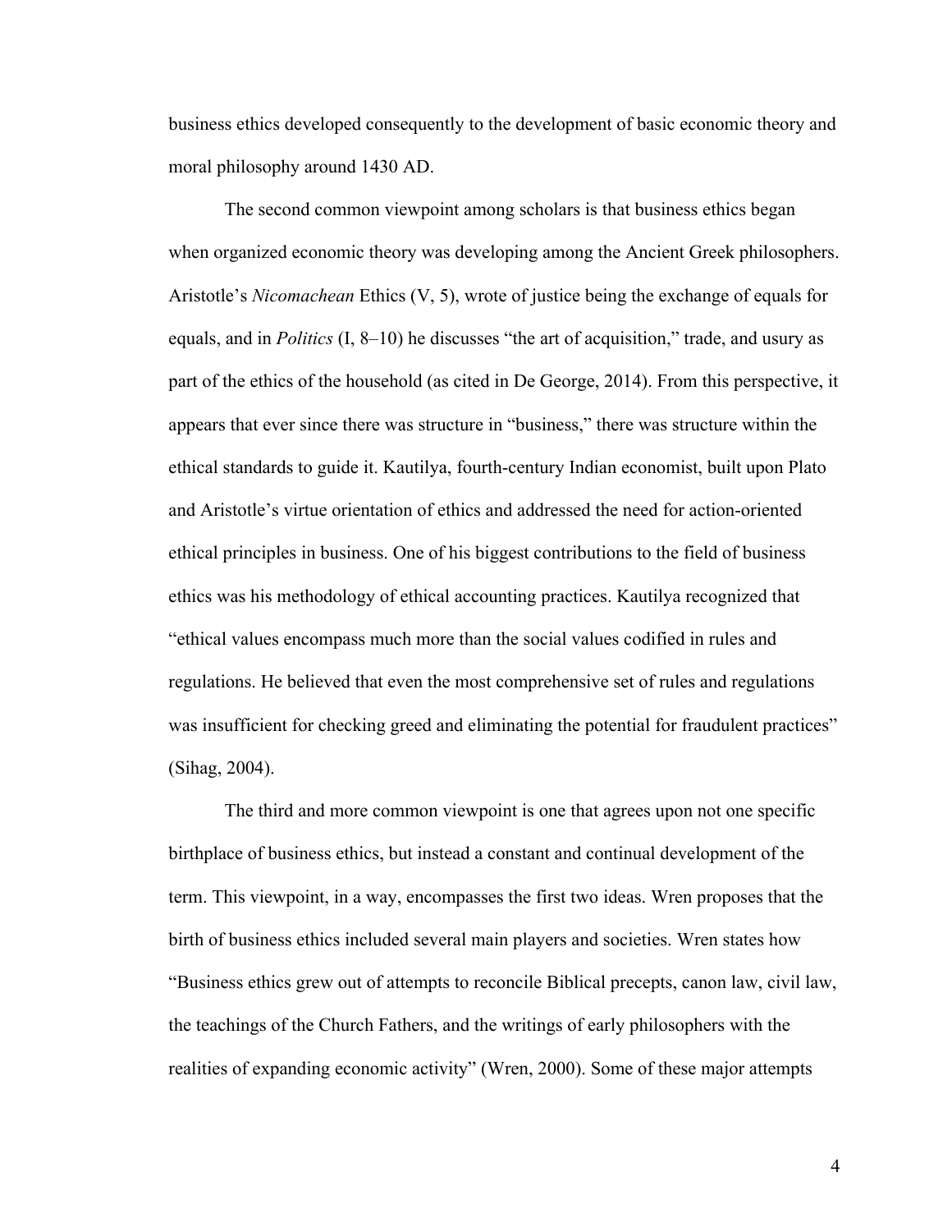business ethics developed consequently to the development of basic economic theory and moral philosophy around 1430 AD.

The second common viewpoint among scholars is that business ethics began when organized economic theory was developing among the Ancient Greek philosophers. Aristotle's *Nicomachean* Ethics (V, 5), wrote of justice being the exchange of equals for equals, and in *Politics* (I, 8–10) he discusses "the art of acquisition," trade, and usury as part of the ethics of the household (as cited in De George, 2014). From this perspective, it appears that ever since there was structure in "business," there was structure within the ethical standards to guide it. Kautilya, fourth-century Indian economist, built upon Plato and Aristotle's virtue orientation of ethics and addressed the need for action-oriented ethical principles in business. One of his biggest contributions to the field of business ethics was his methodology of ethical accounting practices. Kautilya recognized that "ethical values encompass much more than the social values codified in rules and regulations. He believed that even the most comprehensive set of rules and regulations was insufficient for checking greed and eliminating the potential for fraudulent practices" (Sihag, 2004).

The third and more common viewpoint is one that agrees upon not one specific birthplace of business ethics, but instead a constant and continual development of the term. This viewpoint, in a way, encompasses the first two ideas. Wren proposes that the birth of business ethics included several main players and societies. Wren states how "Business ethics grew out of attempts to reconcile Biblical precepts, canon law, civil law, the teachings of the Church Fathers, and the writings of early philosophers with the realities of expanding economic activity" (Wren, 2000). Some of these major attempts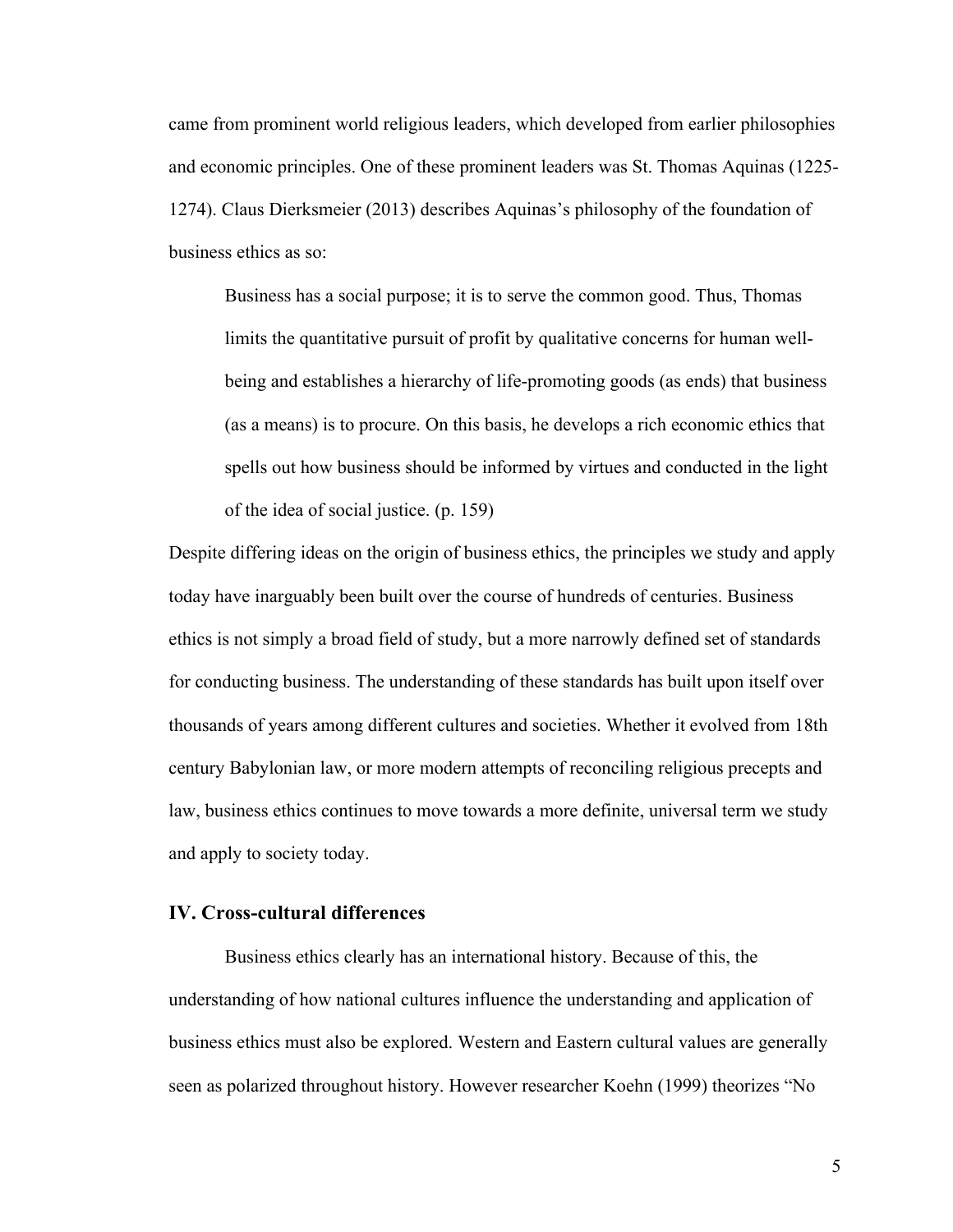came from prominent world religious leaders, which developed from earlier philosophies and economic principles. One of these prominent leaders was St. Thomas Aquinas (1225-1274). Claus Dierksmeier (2013) describes Aquinas's philosophy of the foundation of business ethics as so:

> Business has a social purpose; it is to serve the common good. Thus, Thomas limits the quantitative pursuit of profit by qualitative concerns for human well-being and establishes a hierarchy of life-promoting goods (as ends) that business (as a means) is to procure. On this basis, he develops a rich economic ethics that spells out how business should be informed by virtues and conducted in the light of the idea of social justice. (p. 159)

Despite differing ideas on the origin of business ethics, the principles we study and apply today have inarguably been built over the course of hundreds of centuries. Business ethics is not simply a broad field of study, but a more narrowly defined set of standards for conducting business. The understanding of these standards has built upon itself over thousands of years among different cultures and societies. Whether it evolved from 18th century Babylonian law, or more modern attempts of reconciling religious precepts and law, business ethics continues to move towards a more definite, universal term we study and apply to society today.

## IV. Cross-cultural differences

Business ethics clearly has an international history. Because of this, the understanding of how national cultures influence the understanding and application of business ethics must also be explored. Western and Eastern cultural values are generally seen as polarized throughout history. However researcher Koehn (1999) theorizes "No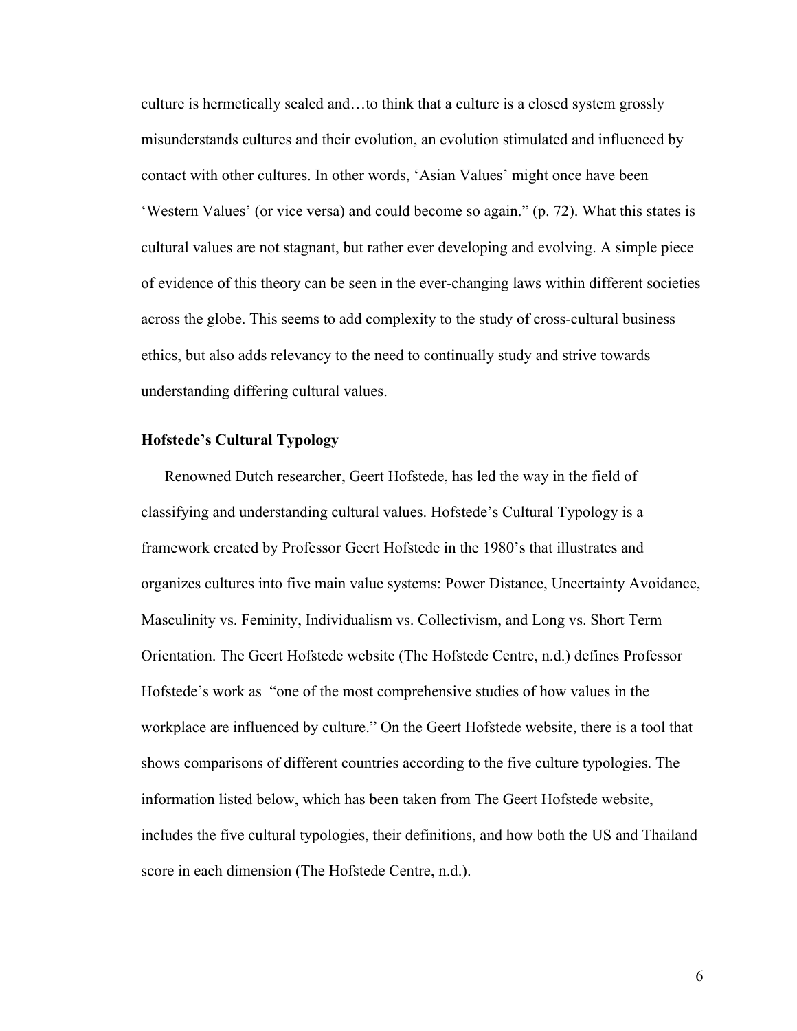culture is hermetically sealed and…to think that a culture is a closed system grossly misunderstands cultures and their evolution, an evolution stimulated and influenced by contact with other cultures. In other words, 'Asian Values' might once have been 'Western Values' (or vice versa) and could become so again." (p. 72). What this states is cultural values are not stagnant, but rather ever developing and evolving. A simple piece of evidence of this theory can be seen in the ever-changing laws within different societies across the globe. This seems to add complexity to the study of cross-cultural business ethics, but also adds relevancy to the need to continually study and strive towards understanding differing cultural values.

**Hofstede's Cultural Typology**

Renowned Dutch researcher, Geert Hofstede, has led the way in the field of classifying and understanding cultural values. Hofstede's Cultural Typology is a framework created by Professor Geert Hofstede in the 1980's that illustrates and organizes cultures into five main value systems: Power Distance, Uncertainty Avoidance, Masculinity vs. Feminity, Individualism vs. Collectivism, and Long vs. Short Term Orientation. The Geert Hofstede website (The Hofstede Centre, n.d.) defines Professor Hofstede's work as "one of the most comprehensive studies of how values in the workplace are influenced by culture." On the Geert Hofstede website, there is a tool that shows comparisons of different countries according to the five culture typologies. The information listed below, which has been taken from The Geert Hofstede website, includes the five cultural typologies, their definitions, and how both the US and Thailand score in each dimension (The Hofstede Centre, n.d.).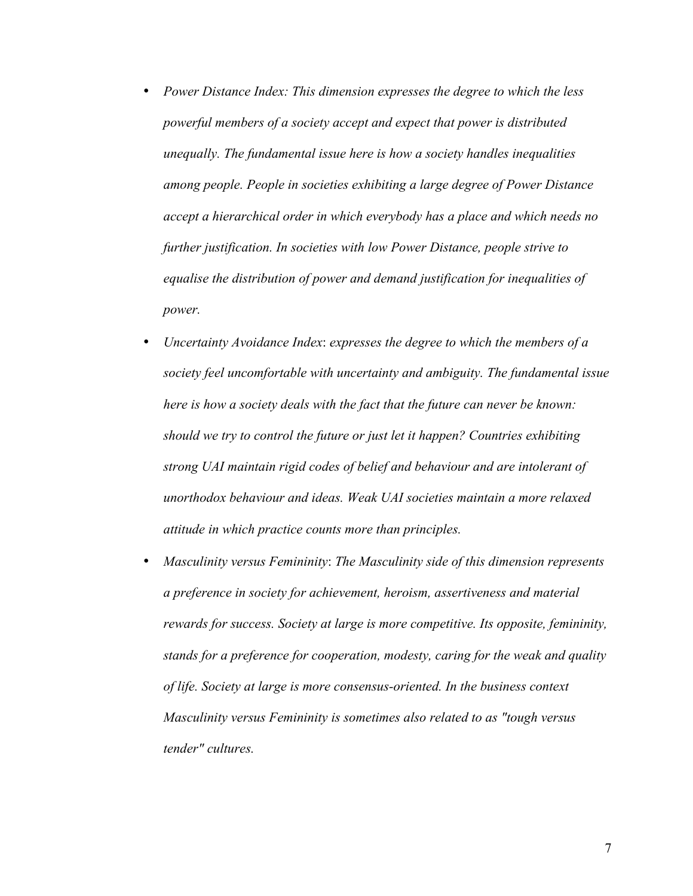- *Power Distance Index: This dimension expresses the degree to which the less powerful members of a society accept and expect that power is distributed unequally. The fundamental issue here is how a society handles inequalities among people. People in societies exhibiting a large degree of Power Distance accept a hierarchical order in which everybody has a place and which needs no further justification. In societies with low Power Distance, people strive to equalise the distribution of power and demand justification for inequalities of power.*
- *Uncertainty Avoidance Index*: *expresses the degree to which the members of a society feel uncomfortable with uncertainty and ambiguity. The fundamental issue here is how a society deals with the fact that the future can never be known: should we try to control the future or just let it happen? Countries exhibiting strong UAI maintain rigid codes of belief and behaviour and are intolerant of unorthodox behaviour and ideas. Weak UAI societies maintain a more relaxed attitude in which practice counts more than principles.*
- *Masculinity versus Femininity*: *The Masculinity side of this dimension represents a preference in society for achievement, heroism, assertiveness and material rewards for success. Society at large is more competitive. Its opposite, femininity, stands for a preference for cooperation, modesty, caring for the weak and quality of life. Society at large is more consensus-oriented. In the business context Masculinity versus Femininity is sometimes also related to as "tough versus tender" cultures.*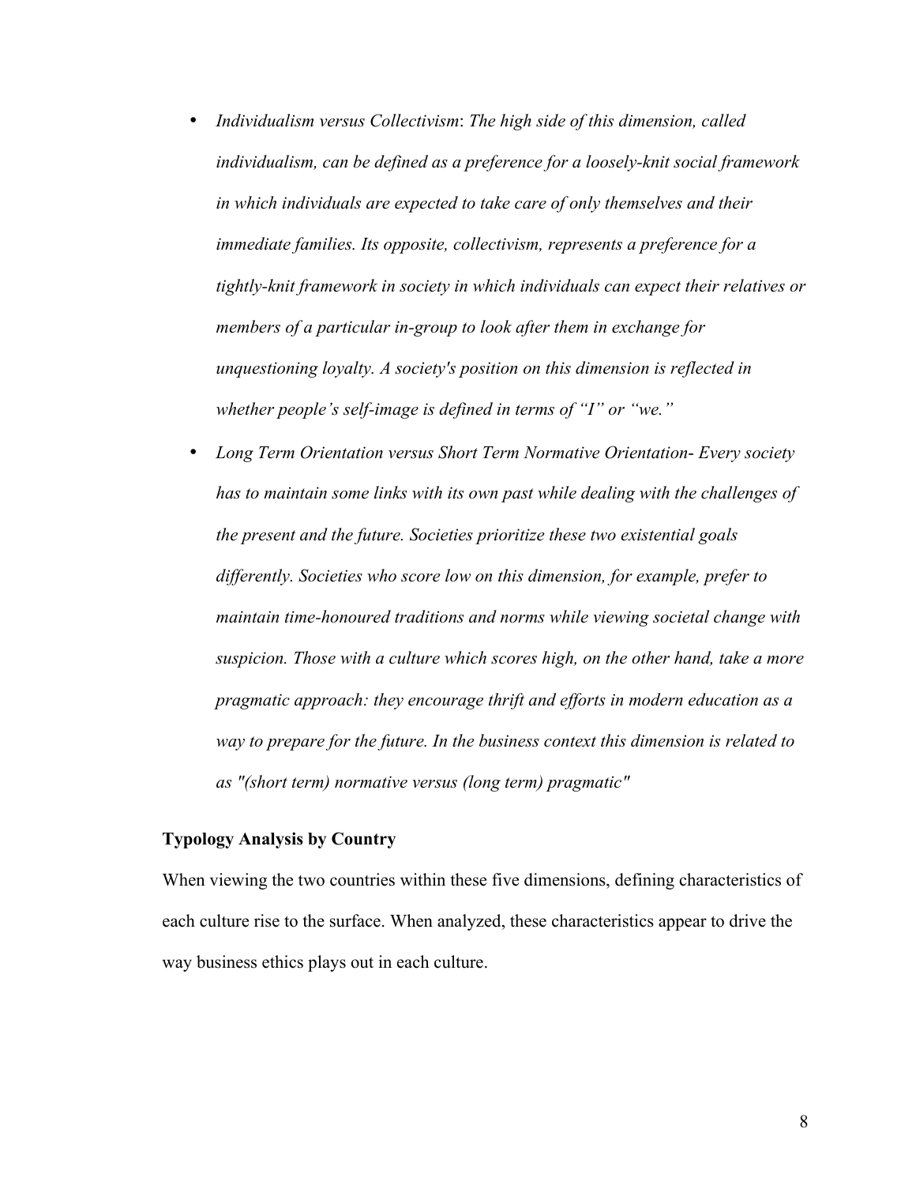- *Individualism versus Collectivism*: *The high side of this dimension, called individualism, can be defined as a preference for a loosely-knit social framework in which individuals are expected to take care of only themselves and their immediate families. Its opposite, collectivism, represents a preference for a tightly-knit framework in society in which individuals can expect their relatives or members of a particular in-group to look after them in exchange for unquestioning loyalty. A society's position on this dimension is reflected in whether people's self-image is defined in terms of "I" or "we."*
- *Long Term Orientation versus Short Term Normative Orientation- Every society has to maintain some links with its own past while dealing with the challenges of the present and the future. Societies prioritize these two existential goals differently. Societies who score low on this dimension, for example, prefer to maintain time-honoured traditions and norms while viewing societal change with suspicion. Those with a culture which scores high, on the other hand, take a more pragmatic approach: they encourage thrift and efforts in modern education as a way to prepare for the future. In the business context this dimension is related to as "(short term) normative versus (long term) pragmatic"*

**Typology Analysis by Country**

When viewing the two countries within these five dimensions, defining characteristics of each culture rise to the surface. When analyzed, these characteristics appear to drive the way business ethics plays out in each culture.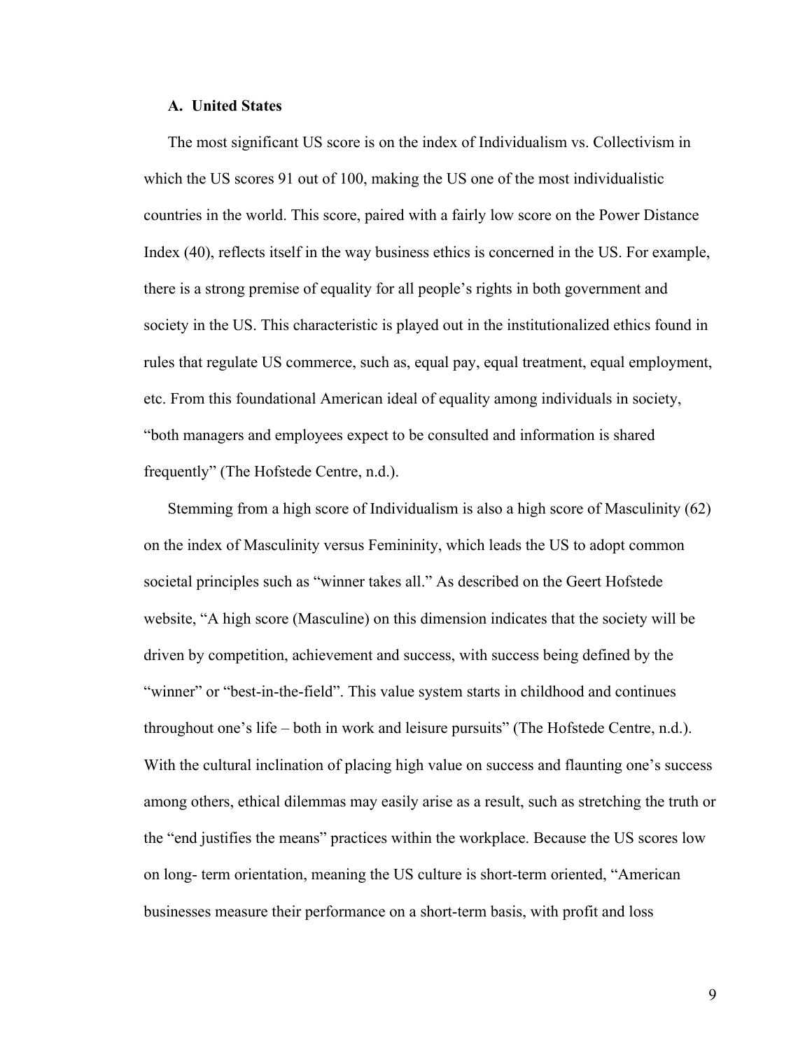### A. United States

The most significant US score is on the index of Individualism vs. Collectivism in which the US scores 91 out of 100, making the US one of the most individualistic countries in the world. This score, paired with a fairly low score on the Power Distance Index (40), reflects itself in the way business ethics is concerned in the US. For example, there is a strong premise of equality for all people's rights in both government and society in the US. This characteristic is played out in the institutionalized ethics found in rules that regulate US commerce, such as, equal pay, equal treatment, equal employment, etc. From this foundational American ideal of equality among individuals in society, "both managers and employees expect to be consulted and information is shared frequently" (The Hofstede Centre, n.d.).

Stemming from a high score of Individualism is also a high score of Masculinity (62) on the index of Masculinity versus Femininity, which leads the US to adopt common societal principles such as "winner takes all." As described on the Geert Hofstede website, "A high score (Masculine) on this dimension indicates that the society will be driven by competition, achievement and success, with success being defined by the "winner" or "best-in-the-field". This value system starts in childhood and continues throughout one's life – both in work and leisure pursuits" (The Hofstede Centre, n.d.). With the cultural inclination of placing high value on success and flaunting one's success among others, ethical dilemmas may easily arise as a result, such as stretching the truth or the "end justifies the means" practices within the workplace. Because the US scores low on long- term orientation, meaning the US culture is short-term oriented, "American businesses measure their performance on a short-term basis, with profit and loss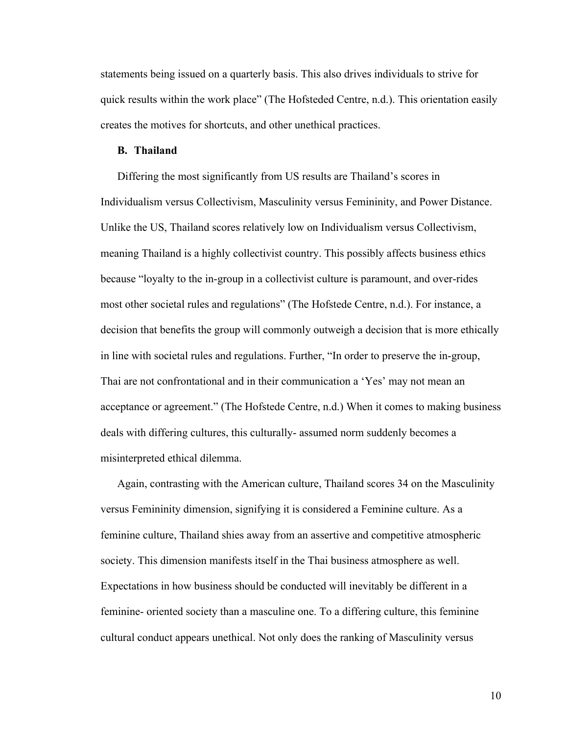statements being issued on a quarterly basis. This also drives individuals to strive for quick results within the work place" (The Hofsteded Centre, n.d.). This orientation easily creates the motives for shortcuts, and other unethical practices.

### B. Thailand

Differing the most significantly from US results are Thailand's scores in Individualism versus Collectivism, Masculinity versus Femininity, and Power Distance. Unlike the US, Thailand scores relatively low on Individualism versus Collectivism, meaning Thailand is a highly collectivist country. This possibly affects business ethics because "loyalty to the in-group in a collectivist culture is paramount, and over-rides most other societal rules and regulations" (The Hofstede Centre, n.d.). For instance, a decision that benefits the group will commonly outweigh a decision that is more ethically in line with societal rules and regulations. Further, "In order to preserve the in-group, Thai are not confrontational and in their communication a 'Yes' may not mean an acceptance or agreement." (The Hofstede Centre, n.d.) When it comes to making business deals with differing cultures, this culturally- assumed norm suddenly becomes a misinterpreted ethical dilemma.

Again, contrasting with the American culture, Thailand scores 34 on the Masculinity versus Femininity dimension, signifying it is considered a Feminine culture. As a feminine culture, Thailand shies away from an assertive and competitive atmospheric society. This dimension manifests itself in the Thai business atmosphere as well. Expectations in how business should be conducted will inevitably be different in a feminine- oriented society than a masculine one. To a differing culture, this feminine cultural conduct appears unethical. Not only does the ranking of Masculinity versus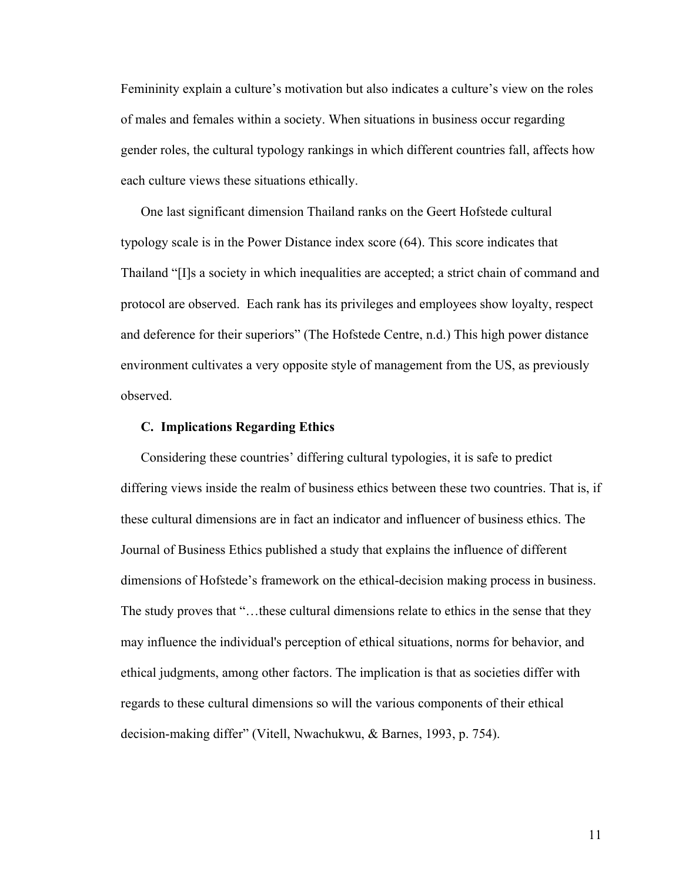Femininity explain a culture's motivation but also indicates a culture's view on the roles of males and females within a society. When situations in business occur regarding gender roles, the cultural typology rankings in which different countries fall, affects how each culture views these situations ethically.

One last significant dimension Thailand ranks on the Geert Hofstede cultural typology scale is in the Power Distance index score (64). This score indicates that Thailand "[I]s a society in which inequalities are accepted; a strict chain of command and protocol are observed. Each rank has its privileges and employees show loyalty, respect and deference for their superiors" (The Hofstede Centre, n.d.) This high power distance environment cultivates a very opposite style of management from the US, as previously observed.

### C. Implications Regarding Ethics

Considering these countries' differing cultural typologies, it is safe to predict differing views inside the realm of business ethics between these two countries. That is, if these cultural dimensions are in fact an indicator and influencer of business ethics. The Journal of Business Ethics published a study that explains the influence of different dimensions of Hofstede's framework on the ethical-decision making process in business. The study proves that "…these cultural dimensions relate to ethics in the sense that they may influence the individual's perception of ethical situations, norms for behavior, and ethical judgments, among other factors. The implication is that as societies differ with regards to these cultural dimensions so will the various components of their ethical decision-making differ" (Vitell, Nwachukwu, & Barnes, 1993, p. 754).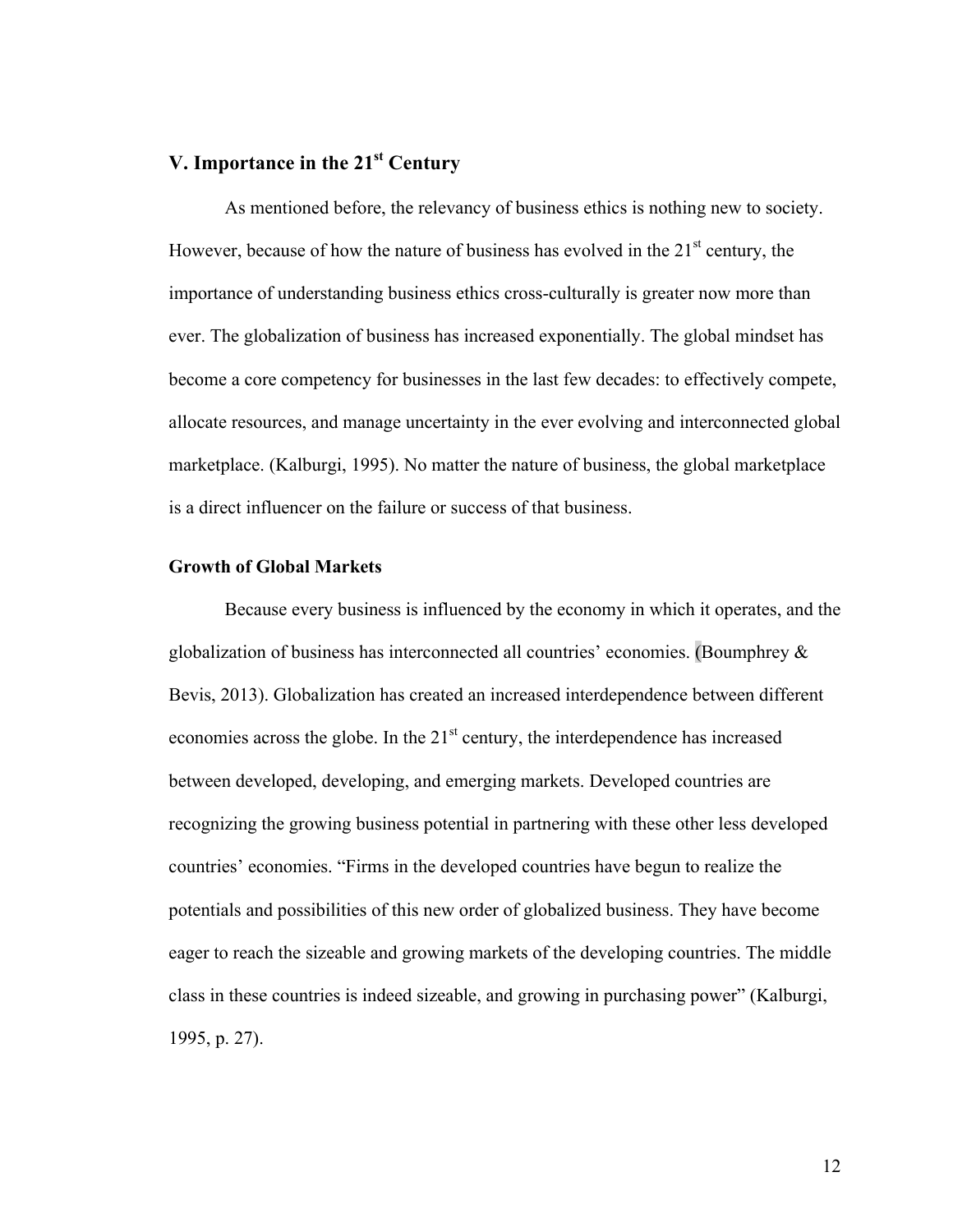## V. Importance in the 21st Century

As mentioned before, the relevancy of business ethics is nothing new to society. However, because of how the nature of business has evolved in the 21st century, the importance of understanding business ethics cross-culturally is greater now more than ever. The globalization of business has increased exponentially. The global mindset has become a core competency for businesses in the last few decades: to effectively compete, allocate resources, and manage uncertainty in the ever evolving and interconnected global marketplace. (Kalburgi, 1995). No matter the nature of business, the global marketplace is a direct influencer on the failure or success of that business.

### Growth of Global Markets

Because every business is influenced by the economy in which it operates, and the globalization of business has interconnected all countries' economies. (Boumphrey & Bevis, 2013). Globalization has created an increased interdependence between different economies across the globe. In the 21st century, the interdependence has increased between developed, developing, and emerging markets. Developed countries are recognizing the growing business potential in partnering with these other less developed countries' economies. "Firms in the developed countries have begun to realize the potentials and possibilities of this new order of globalized business. They have become eager to reach the sizeable and growing markets of the developing countries. The middle class in these countries is indeed sizeable, and growing in purchasing power" (Kalburgi, 1995, p. 27).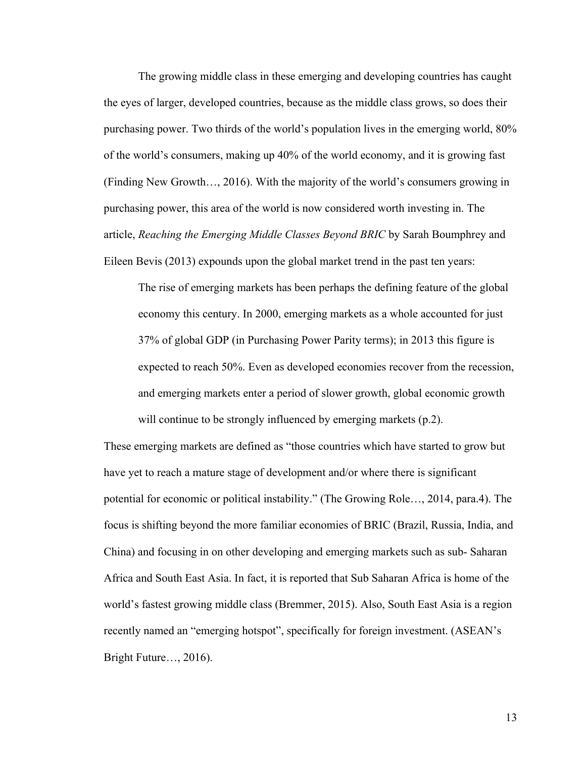The growing middle class in these emerging and developing countries has caught the eyes of larger, developed countries, because as the middle class grows, so does their purchasing power. Two thirds of the world's population lives in the emerging world, 80% of the world's consumers, making up 40% of the world economy, and it is growing fast (Finding New Growth…, 2016). With the majority of the world's consumers growing in purchasing power, this area of the world is now considered worth investing in. The article, *Reaching the Emerging Middle Classes Beyond BRIC* by Sarah Boumphrey and Eileen Bevis (2013) expounds upon the global market trend in the past ten years:

> The rise of emerging markets has been perhaps the defining feature of the global economy this century. In 2000, emerging markets as a whole accounted for just 37% of global GDP (in Purchasing Power Parity terms); in 2013 this figure is expected to reach 50%. Even as developed economies recover from the recession, and emerging markets enter a period of slower growth, global economic growth will continue to be strongly influenced by emerging markets (p.2).

These emerging markets are defined as "those countries which have started to grow but have yet to reach a mature stage of development and/or where there is significant potential for economic or political instability." (The Growing Role…, 2014, para.4). The focus is shifting beyond the more familiar economies of BRIC (Brazil, Russia, India, and China) and focusing in on other developing and emerging markets such as sub- Saharan Africa and South East Asia. In fact, it is reported that Sub Saharan Africa is home of the world's fastest growing middle class (Bremmer, 2015). Also, South East Asia is a region recently named an "emerging hotspot", specifically for foreign investment. (ASEAN's Bright Future…, 2016).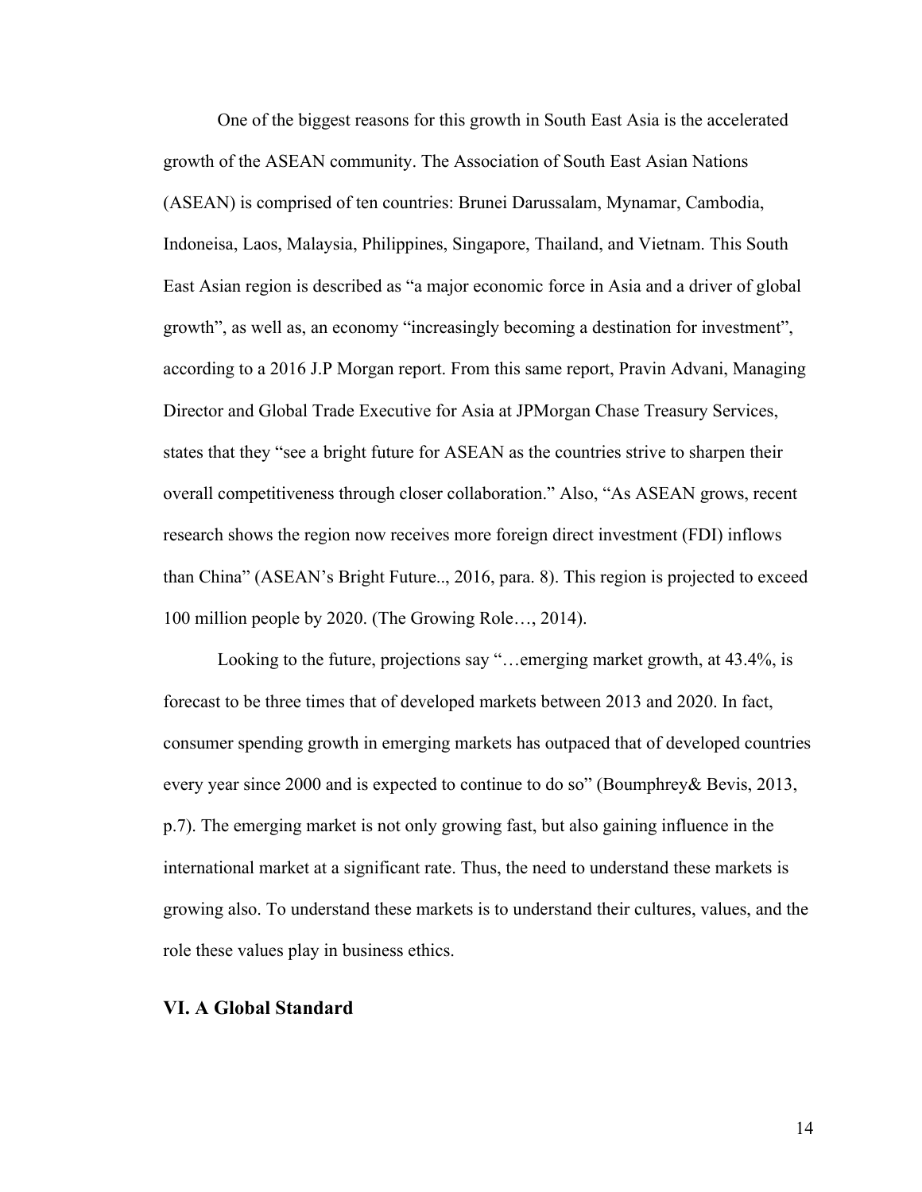One of the biggest reasons for this growth in South East Asia is the accelerated growth of the ASEAN community. The Association of South East Asian Nations (ASEAN) is comprised of ten countries: Brunei Darussalam, Mynamar, Cambodia, Indoneisa, Laos, Malaysia, Philippines, Singapore, Thailand, and Vietnam. This South East Asian region is described as "a major economic force in Asia and a driver of global growth", as well as, an economy "increasingly becoming a destination for investment", according to a 2016 J.P Morgan report. From this same report, Pravin Advani, Managing Director and Global Trade Executive for Asia at JPMorgan Chase Treasury Services, states that they "see a bright future for ASEAN as the countries strive to sharpen their overall competitiveness through closer collaboration." Also, "As ASEAN grows, recent research shows the region now receives more foreign direct investment (FDI) inflows than China" (ASEAN's Bright Future.., 2016, para. 8). This region is projected to exceed 100 million people by 2020. (The Growing Role…, 2014).

Looking to the future, projections say "…emerging market growth, at 43.4%, is forecast to be three times that of developed markets between 2013 and 2020. In fact, consumer spending growth in emerging markets has outpaced that of developed countries every year since 2000 and is expected to continue to do so" (Boumphrey& Bevis, 2013, p.7). The emerging market is not only growing fast, but also gaining influence in the international market at a significant rate. Thus, the need to understand these markets is growing also. To understand these markets is to understand their cultures, values, and the role these values play in business ethics.

## VI. A Global Standard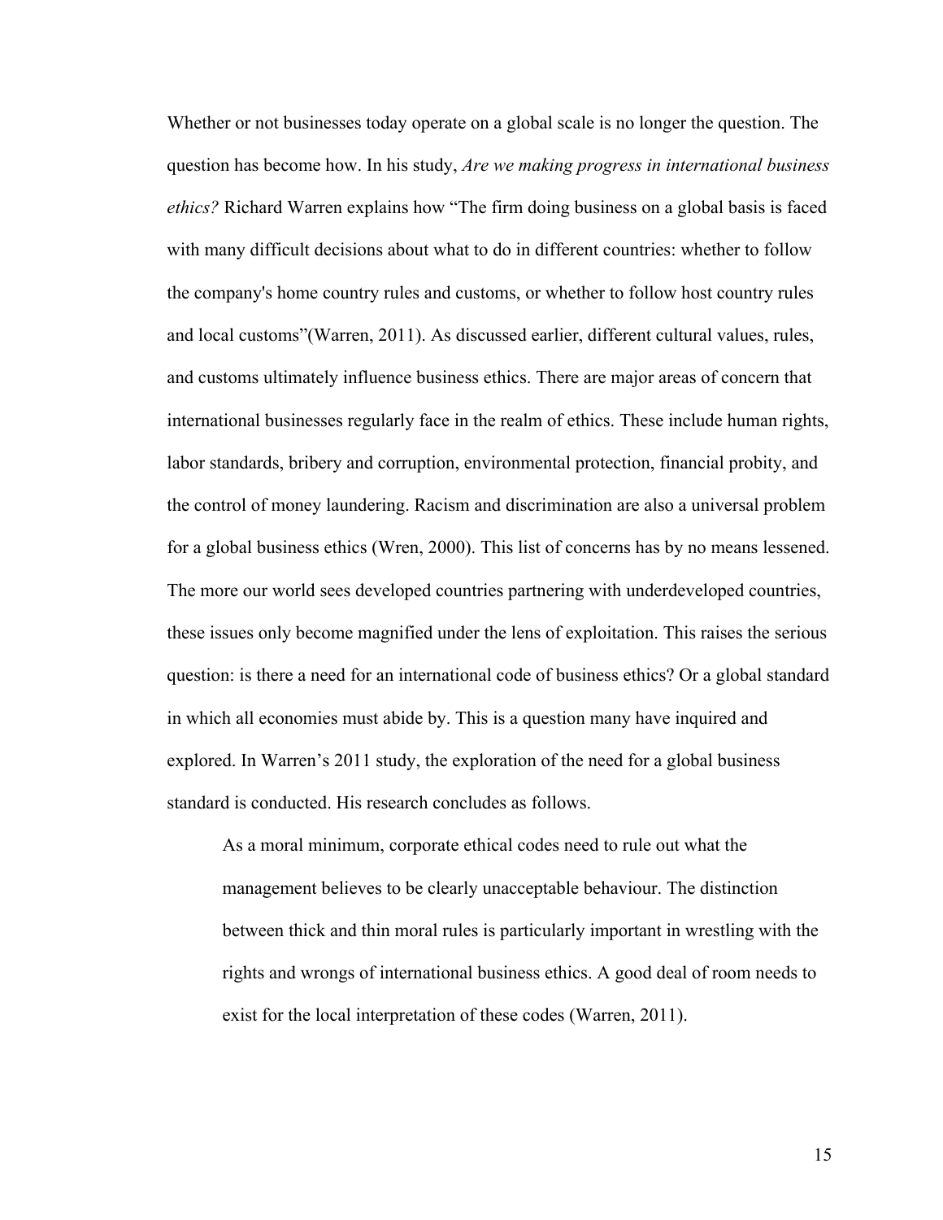Whether or not businesses today operate on a global scale is no longer the question. The question has become how. In his study, *Are we making progress in international business ethics?* Richard Warren explains how "The firm doing business on a global basis is faced with many difficult decisions about what to do in different countries: whether to follow the company's home country rules and customs, or whether to follow host country rules and local customs"(Warren, 2011). As discussed earlier, different cultural values, rules, and customs ultimately influence business ethics. There are major areas of concern that international businesses regularly face in the realm of ethics. These include human rights, labor standards, bribery and corruption, environmental protection, financial probity, and the control of money laundering. Racism and discrimination are also a universal problem for a global business ethics (Wren, 2000). This list of concerns has by no means lessened. The more our world sees developed countries partnering with underdeveloped countries, these issues only become magnified under the lens of exploitation. This raises the serious question: is there a need for an international code of business ethics? Or a global standard in which all economies must abide by. This is a question many have inquired and explored. In Warren's 2011 study, the exploration of the need for a global business standard is conducted. His research concludes as follows.

> As a moral minimum, corporate ethical codes need to rule out what the management believes to be clearly unacceptable behaviour. The distinction between thick and thin moral rules is particularly important in wrestling with the rights and wrongs of international business ethics. A good deal of room needs to exist for the local interpretation of these codes (Warren, 2011).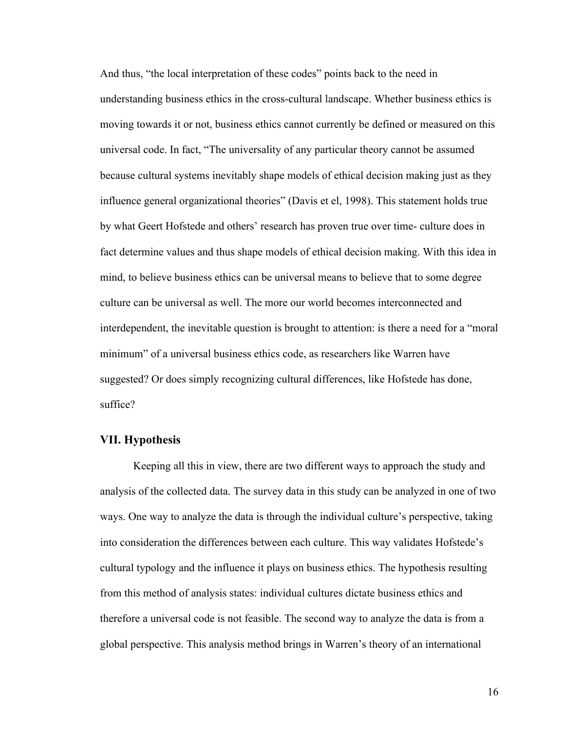And thus, "the local interpretation of these codes" points back to the need in understanding business ethics in the cross-cultural landscape. Whether business ethics is moving towards it or not, business ethics cannot currently be defined or measured on this universal code. In fact, "The universality of any particular theory cannot be assumed because cultural systems inevitably shape models of ethical decision making just as they influence general organizational theories" (Davis et el, 1998). This statement holds true by what Geert Hofstede and others' research has proven true over time- culture does in fact determine values and thus shape models of ethical decision making. With this idea in mind, to believe business ethics can be universal means to believe that to some degree culture can be universal as well. The more our world becomes interconnected and interdependent, the inevitable question is brought to attention: is there a need for a "moral minimum" of a universal business ethics code, as researchers like Warren have suggested? Or does simply recognizing cultural differences, like Hofstede has done, suffice?

## VII. Hypothesis

Keeping all this in view, there are two different ways to approach the study and analysis of the collected data. The survey data in this study can be analyzed in one of two ways. One way to analyze the data is through the individual culture's perspective, taking into consideration the differences between each culture. This way validates Hofstede's cultural typology and the influence it plays on business ethics. The hypothesis resulting from this method of analysis states: individual cultures dictate business ethics and therefore a universal code is not feasible. The second way to analyze the data is from a global perspective. This analysis method brings in Warren's theory of an international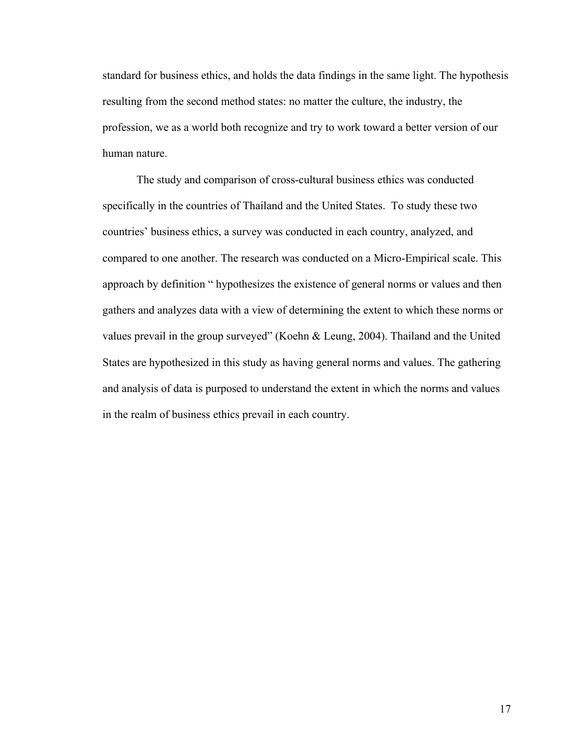standard for business ethics, and holds the data findings in the same light. The hypothesis resulting from the second method states: no matter the culture, the industry, the profession, we as a world both recognize and try to work toward a better version of our human nature.

The study and comparison of cross-cultural business ethics was conducted specifically in the countries of Thailand and the United States. To study these two countries' business ethics, a survey was conducted in each country, analyzed, and compared to one another. The research was conducted on a Micro-Empirical scale. This approach by definition " hypothesizes the existence of general norms or values and then gathers and analyzes data with a view of determining the extent to which these norms or values prevail in the group surveyed" (Koehn & Leung, 2004). Thailand and the United States are hypothesized in this study as having general norms and values. The gathering and analysis of data is purposed to understand the extent in which the norms and values in the realm of business ethics prevail in each country.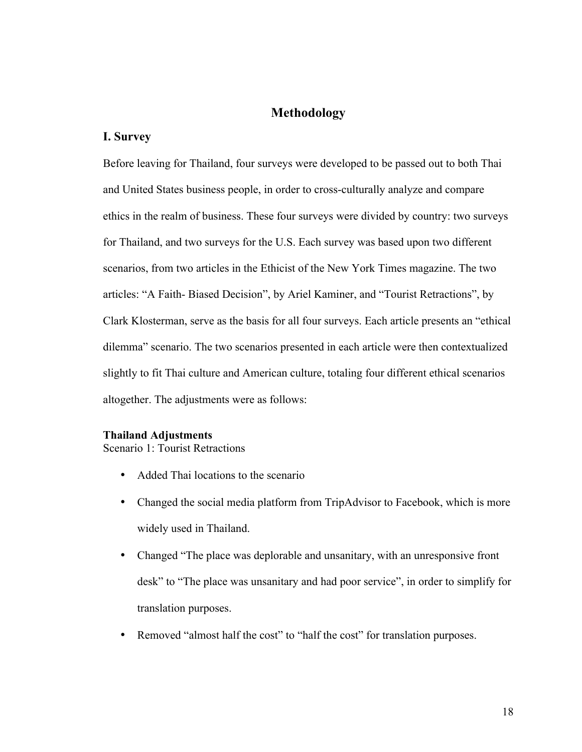# Methodology

## I. Survey

Before leaving for Thailand, four surveys were developed to be passed out to both Thai and United States business people, in order to cross-culturally analyze and compare ethics in the realm of business. These four surveys were divided by country: two surveys for Thailand, and two surveys for the U.S. Each survey was based upon two different scenarios, from two articles in the Ethicist of the New York Times magazine. The two articles: "A Faith- Biased Decision", by Ariel Kaminer, and "Tourist Retractions", by Clark Klosterman, serve as the basis for all four surveys. Each article presents an "ethical dilemma" scenario. The two scenarios presented in each article were then contextualized slightly to fit Thai culture and American culture, totaling four different ethical scenarios altogether. The adjustments were as follows:

**Thailand Adjustments**
Scenario 1: Tourist Retractions

- Added Thai locations to the scenario
- Changed the social media platform from TripAdvisor to Facebook, which is more widely used in Thailand.
- Changed "The place was deplorable and unsanitary, with an unresponsive front desk" to "The place was unsanitary and had poor service", in order to simplify for translation purposes.
- Removed "almost half the cost" to "half the cost" for translation purposes.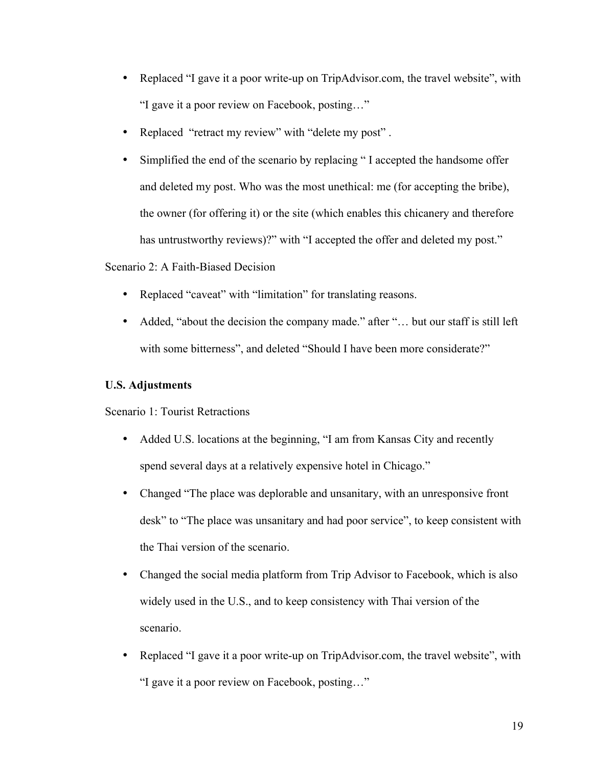- Replaced "I gave it a poor write-up on TripAdvisor.com, the travel website", with "I gave it a poor review on Facebook, posting…"
- Replaced "retract my review" with "delete my post" .
- Simplified the end of the scenario by replacing " I accepted the handsome offer and deleted my post. Who was the most unethical: me (for accepting the bribe), the owner (for offering it) or the site (which enables this chicanery and therefore has untrustworthy reviews)?" with "I accepted the offer and deleted my post."

Scenario 2: A Faith-Biased Decision

- Replaced "caveat" with "limitation" for translating reasons.
- Added, "about the decision the company made." after "… but our staff is still left with some bitterness", and deleted "Should I have been more considerate?"

**U.S. Adjustments**

Scenario 1: Tourist Retractions

- Added U.S. locations at the beginning, "I am from Kansas City and recently spend several days at a relatively expensive hotel in Chicago."
- Changed "The place was deplorable and unsanitary, with an unresponsive front desk" to "The place was unsanitary and had poor service", to keep consistent with the Thai version of the scenario.
- Changed the social media platform from Trip Advisor to Facebook, which is also widely used in the U.S., and to keep consistency with Thai version of the scenario.
- Replaced "I gave it a poor write-up on TripAdvisor.com, the travel website", with "I gave it a poor review on Facebook, posting…"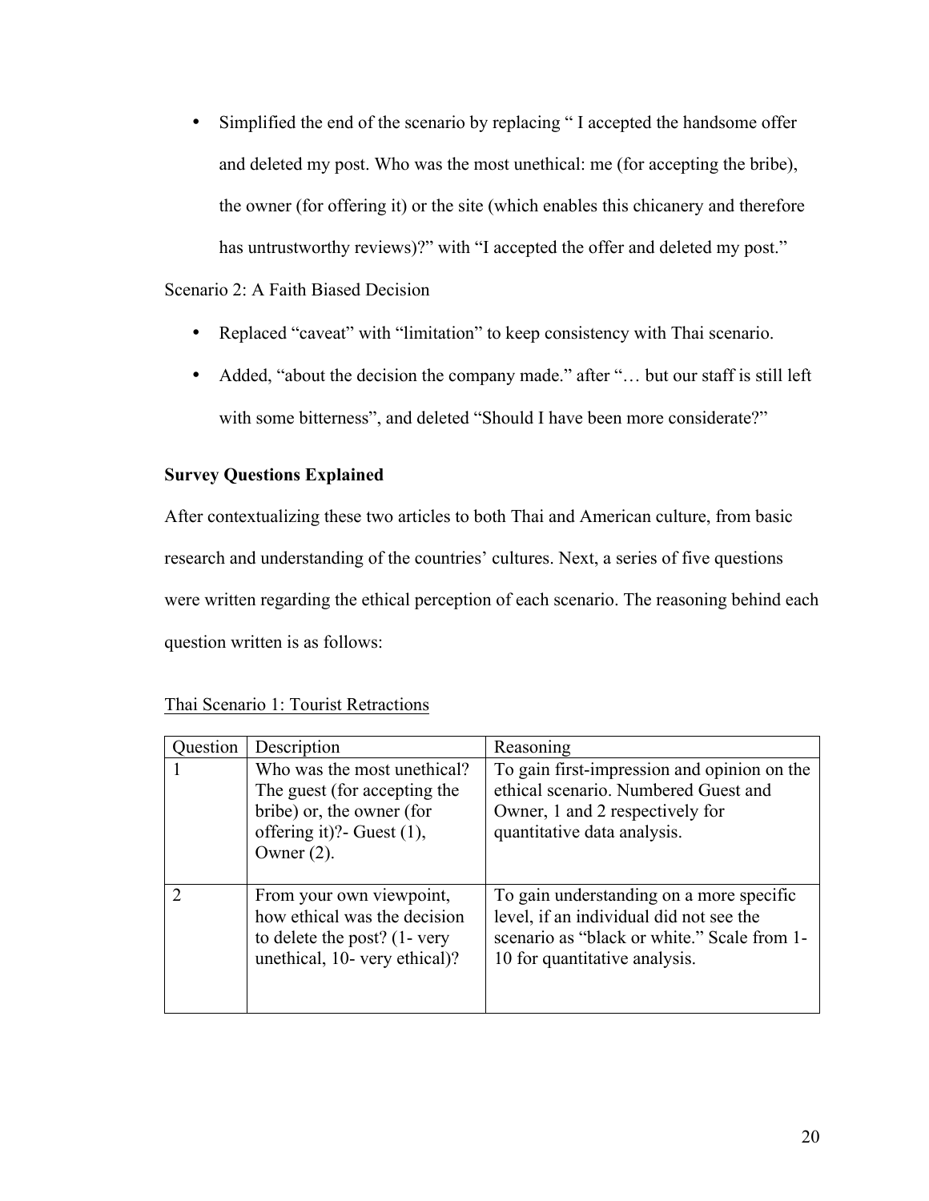- Simplified the end of the scenario by replacing " I accepted the handsome offer and deleted my post. Who was the most unethical: me (for accepting the bribe), the owner (for offering it) or the site (which enables this chicanery and therefore has untrustworthy reviews)?" with "I accepted the offer and deleted my post."

Scenario 2: A Faith Biased Decision

- Replaced "caveat" with "limitation" to keep consistency with Thai scenario.
- Added, "about the decision the company made." after "… but our staff is still left with some bitterness", and deleted "Should I have been more considerate?"

**Survey Questions Explained**

After contextualizing these two articles to both Thai and American culture, from basic research and understanding of the countries' cultures. Next, a series of five questions were written regarding the ethical perception of each scenario. The reasoning behind each question written is as follows:

Thai Scenario 1: Tourist Retractions

| Question | Description | Reasoning |
| --- | --- | --- |
| 1 | Who was the most unethical? The guest (for accepting the bribe) or, the owner (for offering it)?- Guest (1), Owner (2). | To gain first-impression and opinion on the ethical scenario. Numbered Guest and Owner, 1 and 2 respectively for quantitative data analysis. |
| 2 | From your own viewpoint, how ethical was the decision to delete the post? (1- very unethical, 10- very ethical)? | To gain understanding on a more specific level, if an individual did not see the scenario as "black or white." Scale from 1-10 for quantitative analysis. |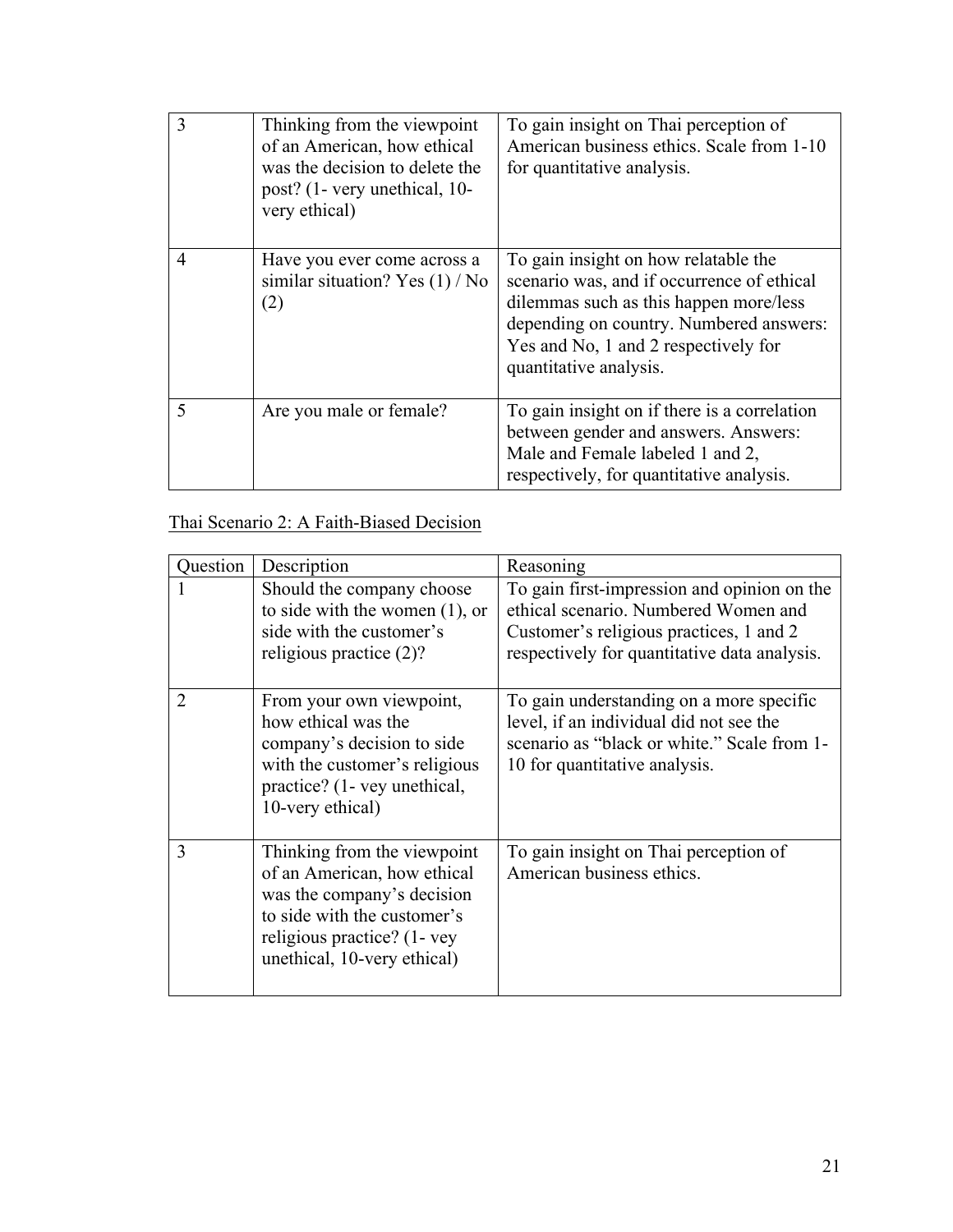| | | |
|---|---|---|
| 3 | Thinking from the viewpoint of an American, how ethical was the decision to delete the post? (1- very unethical, 10- very ethical) | To gain insight on Thai perception of American business ethics. Scale from 1-10 for quantitative analysis. |
| 4 | Have you ever come across a similar situation? Yes (1) / No (2) | To gain insight on how relatable the scenario was, and if occurrence of ethical dilemmas such as this happen more/less depending on country. Numbered answers: Yes and No, 1 and 2 respectively for quantitative analysis. |
| 5 | Are you male or female? | To gain insight on if there is a correlation between gender and answers. Answers: Male and Female labeled 1 and 2, respectively, for quantitative analysis. |

<u>Thai Scenario 2: A Faith-Biased Decision</u>

| Question | Description | Reasoning |
|---|---|---|
| 1 | Should the company choose to side with the women (1), or side with the customer's religious practice (2)? | To gain first-impression and opinion on the ethical scenario. Numbered Women and Customer's religious practices, 1 and 2 respectively for quantitative data analysis. |
| 2 | From your own viewpoint, how ethical was the company's decision to side with the customer's religious practice? (1- vey unethical, 10-very ethical) | To gain understanding on a more specific level, if an individual did not see the scenario as "black or white." Scale from 1-10 for quantitative analysis. |
| 3 | Thinking from the viewpoint of an American, how ethical was the company's decision to side with the customer's religious practice? (1- vey unethical, 10-very ethical) | To gain insight on Thai perception of American business ethics. |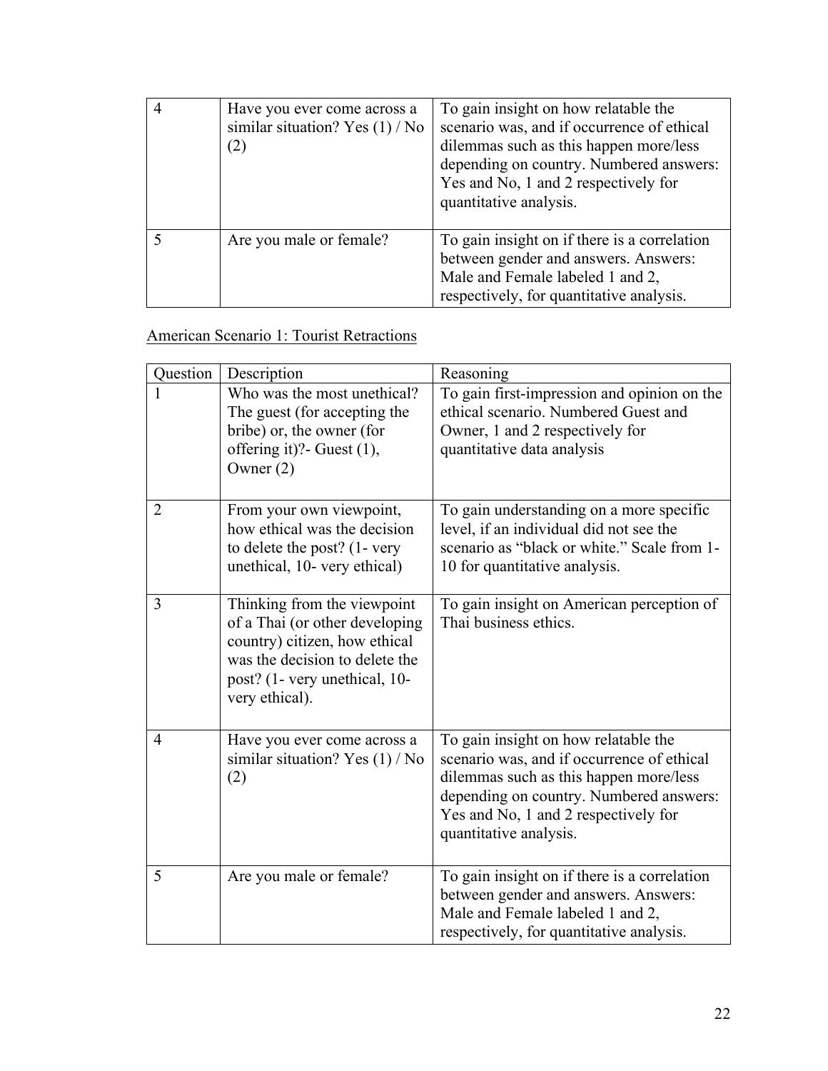| | | |
|---|---|---|
| 4 | Have you ever come across a similar situation? Yes (1) / No (2) | To gain insight on how relatable the scenario was, and if occurrence of ethical dilemmas such as this happen more/less depending on country. Numbered answers: Yes and No, 1 and 2 respectively for quantitative analysis. |
| 5 | Are you male or female? | To gain insight on if there is a correlation between gender and answers. Answers: Male and Female labeled 1 and 2, respectively, for quantitative analysis. |

<u>American Scenario 1: Tourist Retractions</u>

| Question | Description | Reasoning |
|---|---|---|
| 1 | Who was the most unethical? The guest (for accepting the bribe) or, the owner (for offering it)?- Guest (1), Owner (2) | To gain first-impression and opinion on the ethical scenario. Numbered Guest and Owner, 1 and 2 respectively for quantitative data analysis |
| 2 | From your own viewpoint, how ethical was the decision to delete the post? (1- very unethical, 10- very ethical) | To gain understanding on a more specific level, if an individual did not see the scenario as "black or white." Scale from 1-10 for quantitative analysis. |
| 3 | Thinking from the viewpoint of a Thai (or other developing country) citizen, how ethical was the decision to delete the post? (1- very unethical, 10- very ethical). | To gain insight on American perception of Thai business ethics. |
| 4 | Have you ever come across a similar situation? Yes (1) / No (2) | To gain insight on how relatable the scenario was, and if occurrence of ethical dilemmas such as this happen more/less depending on country. Numbered answers: Yes and No, 1 and 2 respectively for quantitative analysis. |
| 5 | Are you male or female? | To gain insight on if there is a correlation between gender and answers. Answers: Male and Female labeled 1 and 2, respectively, for quantitative analysis. |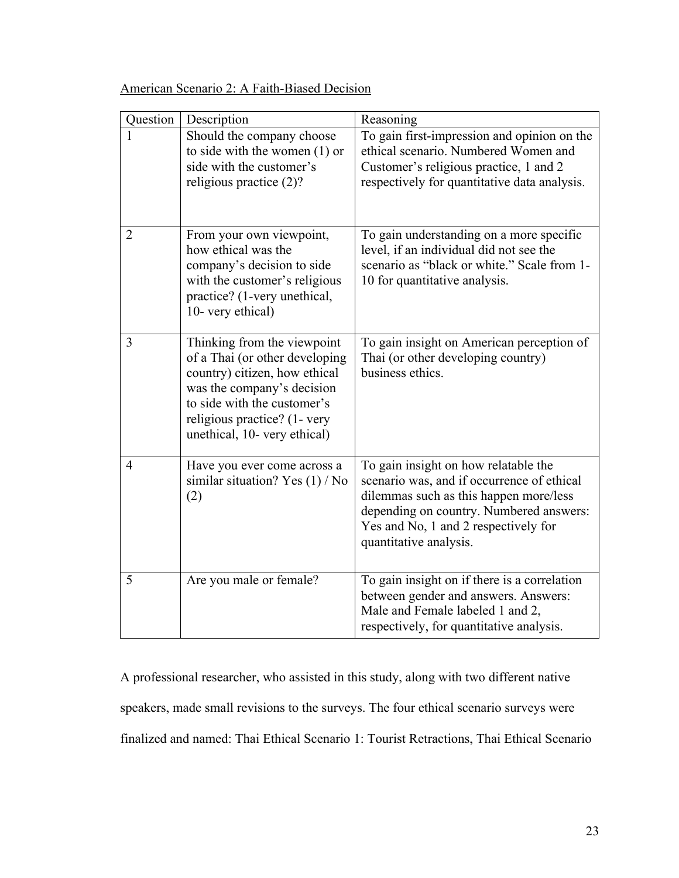American Scenario 2: A Faith-Biased Decision

| Question | Description | Reasoning |
|---|---|---|
| 1 | Should the company choose to side with the women (1) or side with the customer's religious practice (2)? | To gain first-impression and opinion on the ethical scenario. Numbered Women and Customer's religious practice, 1 and 2 respectively for quantitative data analysis. |
| 2 | From your own viewpoint, how ethical was the company's decision to side with the customer's religious practice? (1-very unethical, 10- very ethical) | To gain understanding on a more specific level, if an individual did not see the scenario as "black or white." Scale from 1-10 for quantitative analysis. |
| 3 | Thinking from the viewpoint of a Thai (or other developing country) citizen, how ethical was the company's decision to side with the customer's religious practice? (1- very unethical, 10- very ethical) | To gain insight on American perception of Thai (or other developing country) business ethics. |
| 4 | Have you ever come across a similar situation? Yes (1) / No (2) | To gain insight on how relatable the scenario was, and if occurrence of ethical dilemmas such as this happen more/less depending on country. Numbered answers: Yes and No, 1 and 2 respectively for quantitative analysis. |
| 5 | Are you male or female? | To gain insight on if there is a correlation between gender and answers. Answers: Male and Female labeled 1 and 2, respectively, for quantitative analysis. |

A professional researcher, who assisted in this study, along with two different native speakers, made small revisions to the surveys. The four ethical scenario surveys were finalized and named: Thai Ethical Scenario 1: Tourist Retractions, Thai Ethical Scenario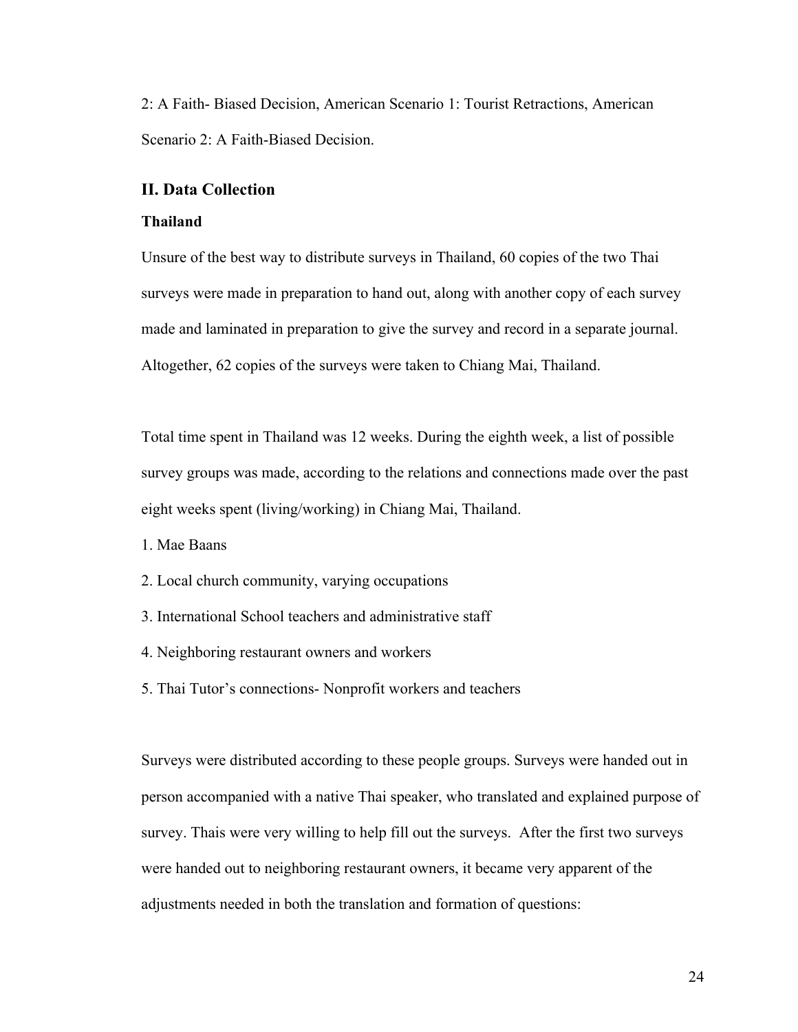2: A Faith- Biased Decision, American Scenario 1: Tourist Retractions, American Scenario 2: A Faith-Biased Decision.

## II. Data Collection

### Thailand

Unsure of the best way to distribute surveys in Thailand, 60 copies of the two Thai surveys were made in preparation to hand out, along with another copy of each survey made and laminated in preparation to give the survey and record in a separate journal. Altogether, 62 copies of the surveys were taken to Chiang Mai, Thailand.

Total time spent in Thailand was 12 weeks. During the eighth week, a list of possible survey groups was made, according to the relations and connections made over the past eight weeks spent (living/working) in Chiang Mai, Thailand.

1. Mae Baans
2. Local church community, varying occupations
3. International School teachers and administrative staff
4. Neighboring restaurant owners and workers
5. Thai Tutor's connections- Nonprofit workers and teachers

Surveys were distributed according to these people groups. Surveys were handed out in person accompanied with a native Thai speaker, who translated and explained purpose of survey. Thais were very willing to help fill out the surveys. After the first two surveys were handed out to neighboring restaurant owners, it became very apparent of the adjustments needed in both the translation and formation of questions: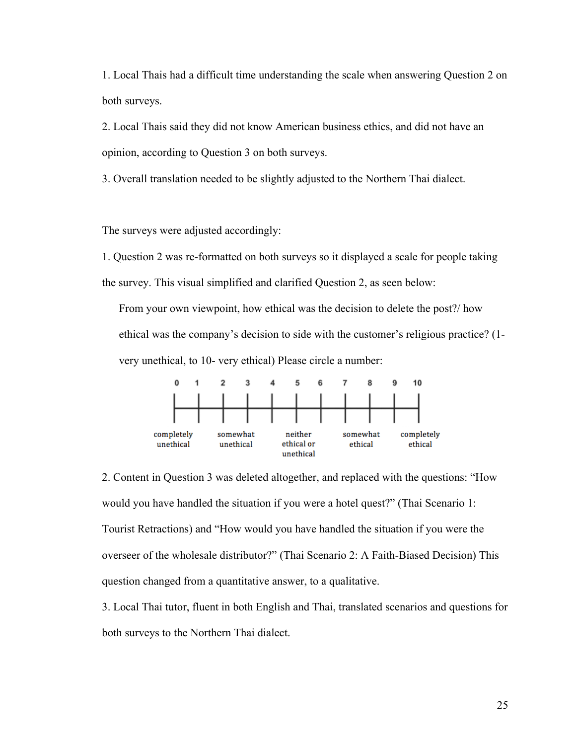1. Local Thais had a difficult time understanding the scale when answering Question 2 on both surveys.
2. Local Thais said they did not know American business ethics, and did not have an opinion, according to Question 3 on both surveys.
3. Overall translation needed to be slightly adjusted to the Northern Thai dialect.

The surveys were adjusted accordingly:

1. Question 2 was re-formatted on both surveys so it displayed a scale for people taking the survey. This visual simplified and clarified Question 2, as seen below:

> From your own viewpoint, how ethical was the decision to delete the post?/ how ethical was the company's decision to side with the customer's religious practice? (1- very unethical, to 10- very ethical) Please circle a number:
>
> 0 1 2 3 4 5 6 7 8 9 10
>
> completely unethical | somewhat unethical | neither ethical or unethical | somewhat ethical | completely ethical

2. Content in Question 3 was deleted altogether, and replaced with the questions: "How would you have handled the situation if you were a hotel quest?" (Thai Scenario 1: Tourist Retractions) and "How would you have handled the situation if you were the overseer of the wholesale distributor?" (Thai Scenario 2: A Faith-Biased Decision) This question changed from a quantitative answer, to a qualitative.
3. Local Thai tutor, fluent in both English and Thai, translated scenarios and questions for both surveys to the Northern Thai dialect.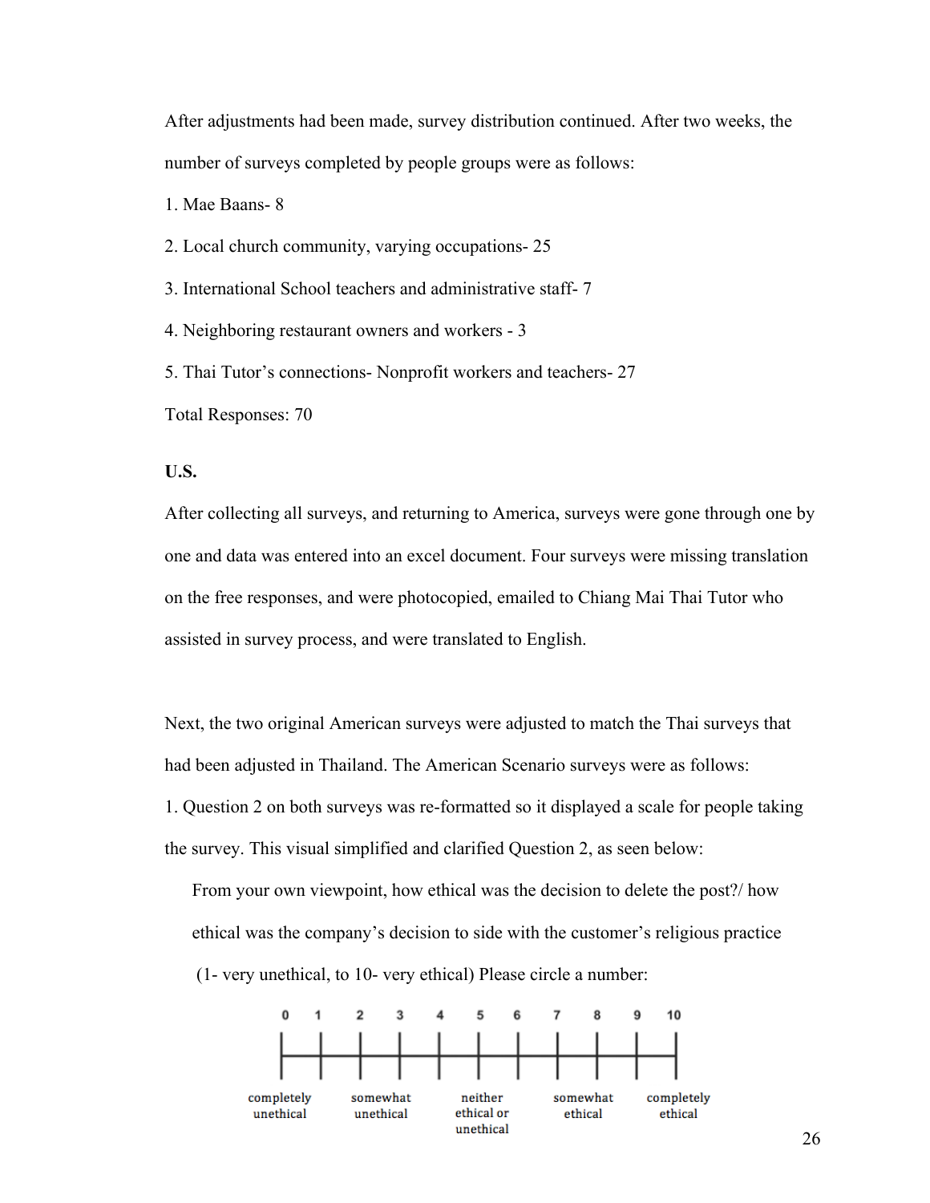After adjustments had been made, survey distribution continued. After two weeks, the number of surveys completed by people groups were as follows:

1. Mae Baans- 8
2. Local church community, varying occupations- 25
3. International School teachers and administrative staff- 7
4. Neighboring restaurant owners and workers - 3
5. Thai Tutor's connections- Nonprofit workers and teachers- 27

Total Responses: 70

**U.S.**

After collecting all surveys, and returning to America, surveys were gone through one by one and data was entered into an excel document. Four surveys were missing translation on the free responses, and were photocopied, emailed to Chiang Mai Thai Tutor who assisted in survey process, and were translated to English.

Next, the two original American surveys were adjusted to match the Thai surveys that had been adjusted in Thailand. The American Scenario surveys were as follows:

1. Question 2 on both surveys was re-formatted so it displayed a scale for people taking the survey. This visual simplified and clarified Question 2, as seen below:

> From your own viewpoint, how ethical was the decision to delete the post?/ how ethical was the company's decision to side with the customer's religious practice (1- very unethical, to 10- very ethical) Please circle a number:

| 0 | 1 | 2 | 3 | 4 | 5 | 6 | 7 | 8 | 9 | 10 |
|---|---|---|---|---|---|---|---|---|---|---|
| completely unethical | | somewhat unethical | | | neither ethical or unethical | | | somewhat ethical | | completely ethical |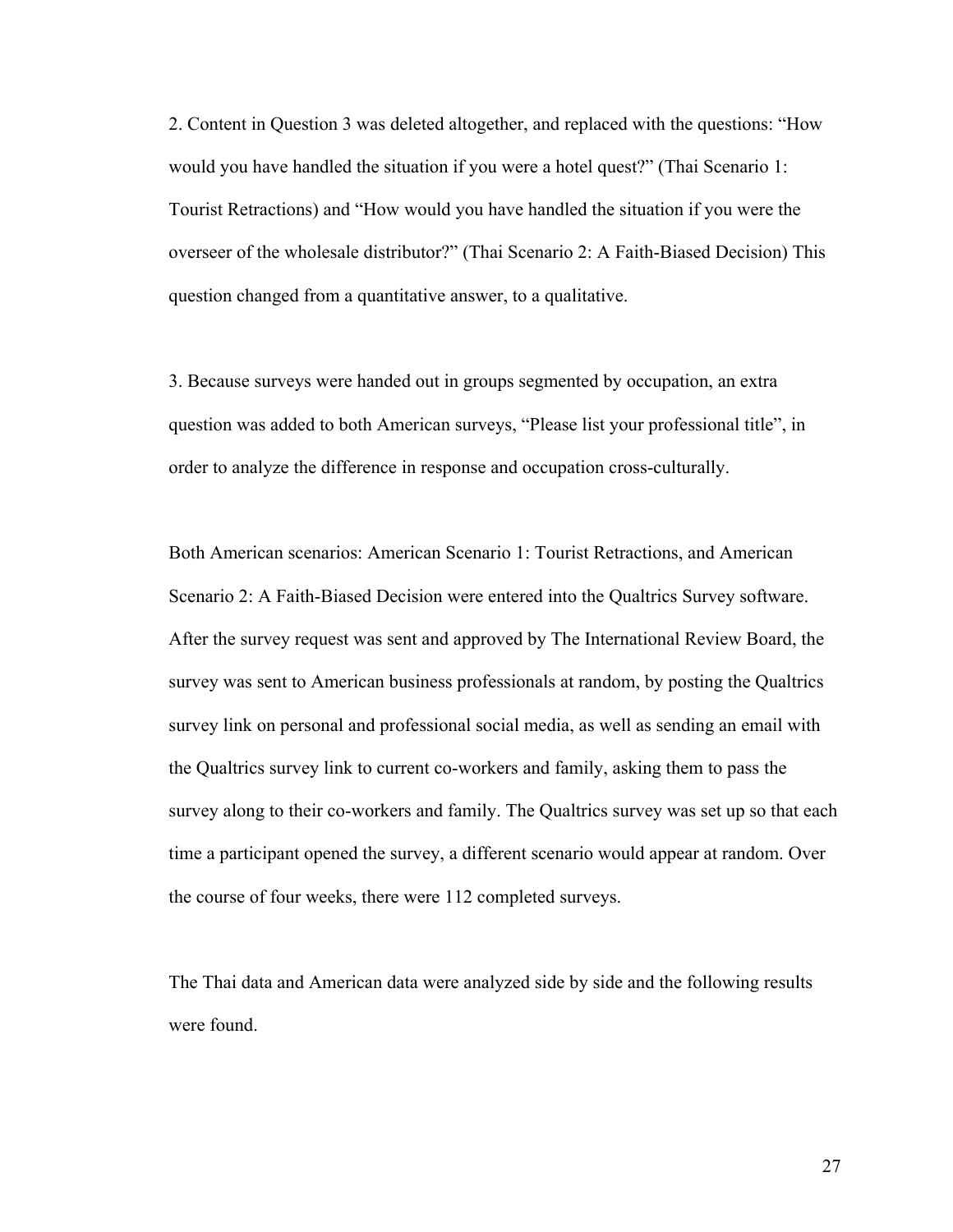2. Content in Question 3 was deleted altogether, and replaced with the questions: “How would you have handled the situation if you were a hotel quest?” (Thai Scenario 1: Tourist Retractions) and “How would you have handled the situation if you were the overseer of the wholesale distributor?” (Thai Scenario 2: A Faith-Biased Decision) This question changed from a quantitative answer, to a qualitative.

3. Because surveys were handed out in groups segmented by occupation, an extra question was added to both American surveys, “Please list your professional title”, in order to analyze the difference in response and occupation cross-culturally.

Both American scenarios: American Scenario 1: Tourist Retractions, and American Scenario 2: A Faith-Biased Decision were entered into the Qualtrics Survey software. After the survey request was sent and approved by The International Review Board, the survey was sent to American business professionals at random, by posting the Qualtrics survey link on personal and professional social media, as well as sending an email with the Qualtrics survey link to current co-workers and family, asking them to pass the survey along to their co-workers and family. The Qualtrics survey was set up so that each time a participant opened the survey, a different scenario would appear at random. Over the course of four weeks, there were 112 completed surveys.

The Thai data and American data were analyzed side by side and the following results were found.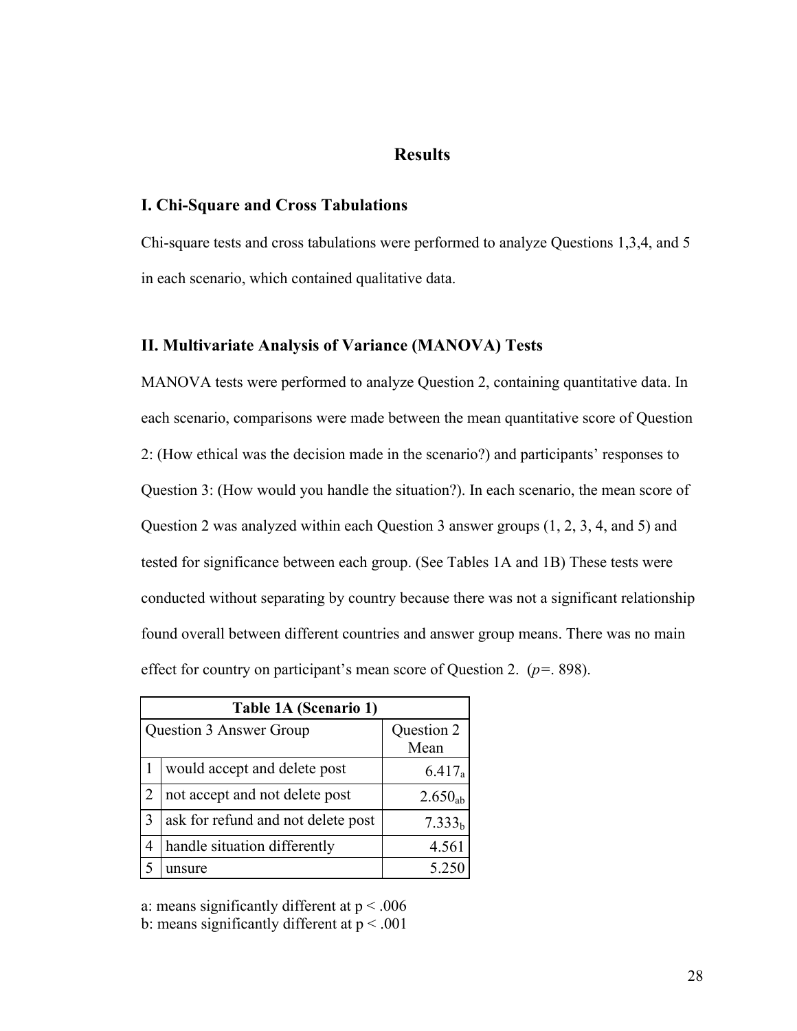## Results

### I. Chi-Square and Cross Tabulations

Chi-square tests and cross tabulations were performed to analyze Questions 1,3,4, and 5 in each scenario, which contained qualitative data.

### II. Multivariate Analysis of Variance (MANOVA) Tests

MANOVA tests were performed to analyze Question 2, containing quantitative data. In each scenario, comparisons were made between the mean quantitative score of Question 2: (How ethical was the decision made in the scenario?) and participants' responses to Question 3: (How would you handle the situation?). In each scenario, the mean score of Question 2 was analyzed within each Question 3 answer groups (1, 2, 3, 4, and 5) and tested for significance between each group. (See Tables 1A and 1B) These tests were conducted without separating by country because there was not a significant relationship found overall between different countries and answer group means. There was no main effect for country on participant's mean score of Question 2. (*p*=. 898).

| Table 1A (Scenario 1) | | |
|---|---|---|
| Question 3 Answer Group | | Question 2 Mean |
| 1 | would accept and delete post | $6.417_{a}$ |
| 2 | not accept and not delete post | $2.650_{ab}$ |
| 3 | ask for refund and not delete post | $7.333_{b}$ |
| 4 | handle situation differently | 4.561 |
| 5 | unsure | 5.250 |

a: means significantly different at $p < .006$
b: means significantly different at $p < .001$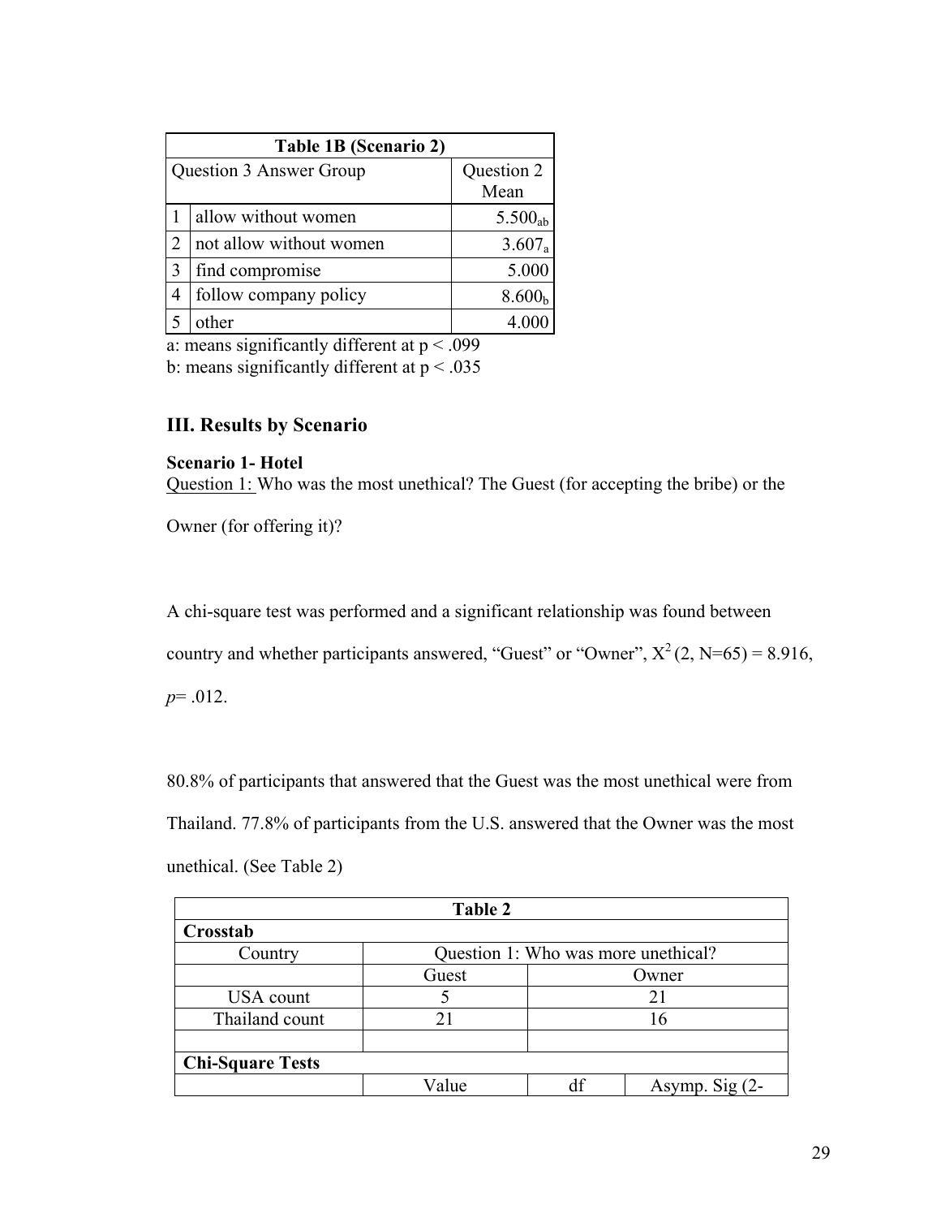| Table 1B (Scenario 2) | | |
|---|---|---|
| Question 3 Answer Group | | Question 2 Mean |
| 1 | allow without women | $5.500_{ab}$ |
| 2 | not allow without women | $3.607_{a}$ |
| 3 | find compromise | 5.000 |
| 4 | follow company policy | $8.600_{b}$ |
| 5 | other | 4.000 |

a: means significantly different at $p < .099$
b: means significantly different at $p < .035$

## III. Results by Scenario

**Scenario 1- Hotel**

Question 1: Who was the most unethical? The Guest (for accepting the bribe) or the Owner (for offering it)?

A chi-square test was performed and a significant relationship was found between country and whether participants answered, "Guest" or "Owner", $X^2$ (2, N=65) = 8.916, $p$= .012.

80.8% of participants that answered that the Guest was the most unethical were from Thailand. 77.8% of participants from the U.S. answered that the Owner was the most unethical. (See Table 2)

| Table 2 | | | |
|---|---|---|---|
| **Crosstab** | | | |
| Country | Question 1: Who was more unethical? | | |
| | Guest | Owner | |
| USA count | 5 | 21 | |
| Thailand count | 21 | 16 | |
| | | | |
| **Chi-Square Tests** | | | |
| | Value | df | Asymp. Sig (2- |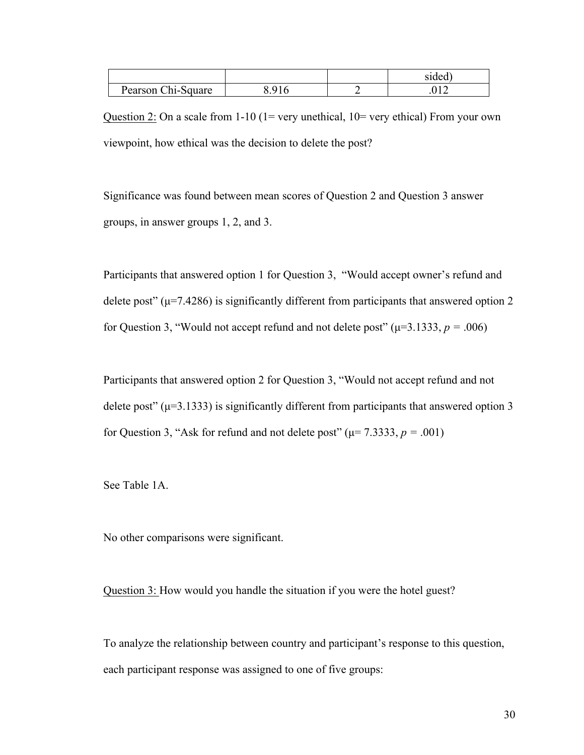| | | | sided) |
|---|---|---|---|
| Pearson Chi-Square | 8.916 | 2 | .012 |

<u>Question 2:</u> On a scale from 1-10 (1= very unethical, 10= very ethical) From your own viewpoint, how ethical was the decision to delete the post?

Significance was found between mean scores of Question 2 and Question 3 answer groups, in answer groups 1, 2, and 3.

Participants that answered option 1 for Question 3, "Would accept owner's refund and delete post" ($\mu$=7.4286) is significantly different from participants that answered option 2 for Question 3, "Would not accept refund and not delete post" ($\mu$=3.1333, $p$ = .006)

Participants that answered option 2 for Question 3, "Would not accept refund and not delete post" ($\mu$=3.1333) is significantly different from participants that answered option 3 for Question 3, "Ask for refund and not delete post" ($\mu$= 7.3333, $p$ = .001)

See Table 1A.

No other comparisons were significant.

<u>Question 3:</u> How would you handle the situation if you were the hotel guest?

To analyze the relationship between country and participant's response to this question, each participant response was assigned to one of five groups: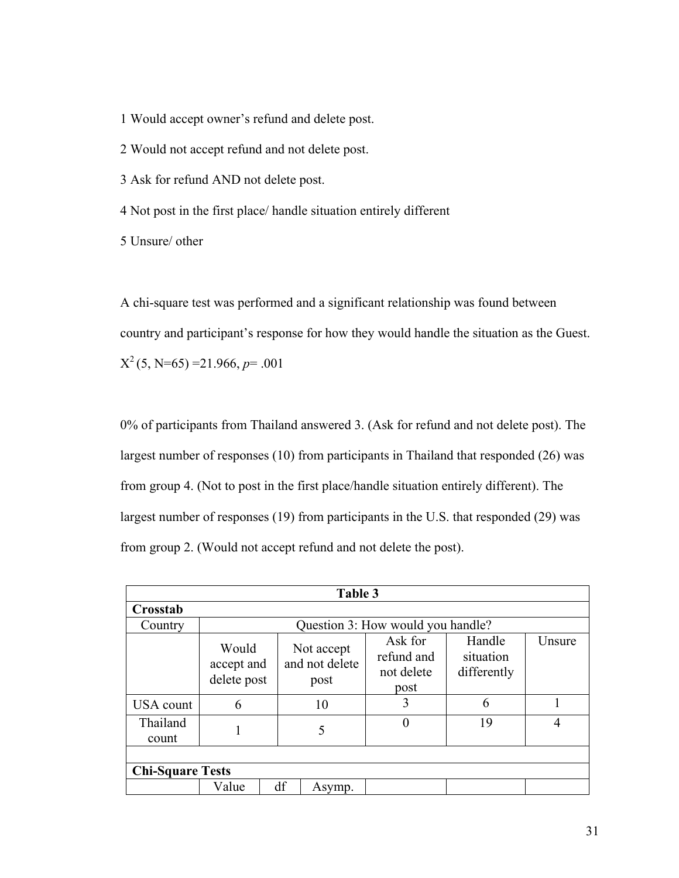1 Would accept owner's refund and delete post.

2 Would not accept refund and not delete post.

3 Ask for refund AND not delete post.

4 Not post in the first place/ handle situation entirely different

5 Unsure/ other

A chi-square test was performed and a significant relationship was found between country and participant's response for how they would handle the situation as the Guest. $X^2$ (5, N=65) =21.966, *p*= .001

0% of participants from Thailand answered 3. (Ask for refund and not delete post). The largest number of responses (10) from participants in Thailand that responded (26) was from group 4. (Not to post in the first place/handle situation entirely different). The largest number of responses (19) from participants in the U.S. that responded (29) was from group 2. (Would not accept refund and not delete the post).

| **Table 3** | | | | | |
|---|---|---|---|---|---|
| **Crosstab** | | | | | |
| Country | Question 3: How would you handle? | | | | |
| | Would accept and delete post | Not accept and not delete post | Ask for refund and not delete post | Handle situation differently | Unsure |
| USA count | 6 | 10 | 3 | 6 | 1 |
| Thailand count | 1 | 5 | 0 | 19 | 4 |
| | | | | | |
| **Chi-Square Tests** | | | | | |
| | Value | df | Asymp. | | |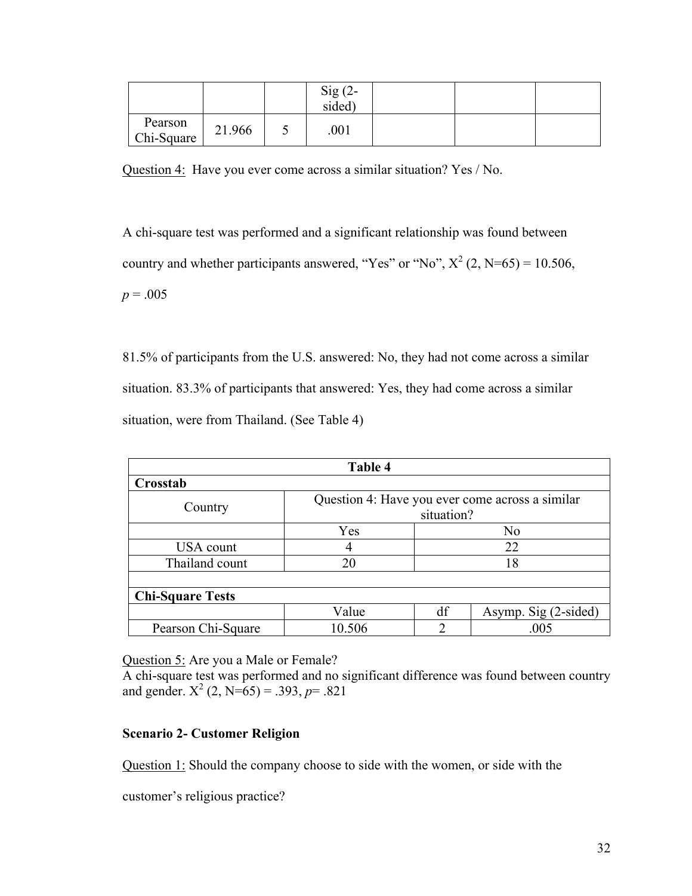| | | | Sig (2-sided) | | | |
|---|---|---|---|---|---|---|
| Pearson Chi-Square | 21.966 | 5 | .001 | | | |

Question 4: Have you ever come across a similar situation? Yes / No.

A chi-square test was performed and a significant relationship was found between country and whether participants answered, “Yes” or “No”, $X^2$ (2, N=65) = 10.506, $p$ = .005

81.5% of participants from the U.S. answered: No, they had not come across a similar situation. 83.3% of participants that answered: Yes, they had come across a similar situation, were from Thailand. (See Table 4)

| Table 4 | | | |
|---|---|---|---|
| **Crosstab** | | | |
| Country | Question 4: Have you ever come across a similar situation? | | |
| | Yes | No | |
| USA count | 4 | 22 | |
| Thailand count | 20 | 18 | |
| | | | |
| **Chi-Square Tests** | | | |
| | Value | df | Asymp. Sig (2-sided) |
| Pearson Chi-Square | 10.506 | 2 | .005 |

Question 5: Are you a Male or Female?
A chi-square test was performed and no significant difference was found between country and gender. $X^2$ (2, N=65) = .393, $p$= .821

**Scenario 2- Customer Religion**

Question 1: Should the company choose to side with the women, or side with the customer’s religious practice?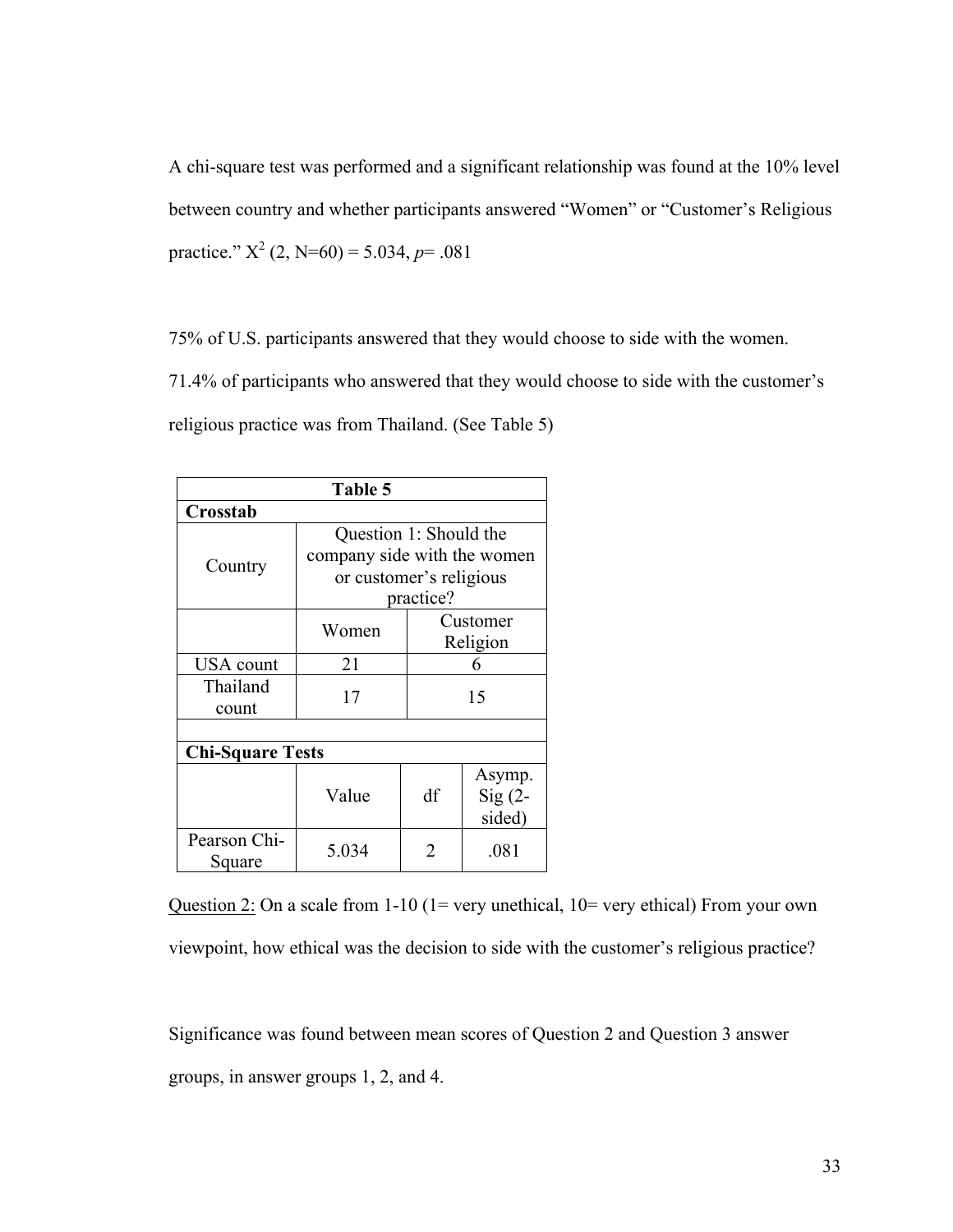A chi-square test was performed and a significant relationship was found at the 10% level between country and whether participants answered “Women” or “Customer’s Religious practice.” $X^2$ (2, N=60) = 5.034, *p*= .081

75% of U.S. participants answered that they would choose to side with the women. 71.4% of participants who answered that they would choose to side with the customer’s religious practice was from Thailand. (See Table 5)

| **Table 5** | | | |
|---|---|---|---|
| **Crosstab** | | | |
| Country | Question 1: Should the company side with the women or customer’s religious practice? | | |
| | Women | Customer Religion | |
| USA count | 21 | 6 | |
| Thailand count | 17 | 15 | |
| | | | |
| **Chi-Square Tests** | | | |
| | Value | df | Asymp. Sig (2-sided) |
| Pearson Chi-Square | 5.034 | 2 | .081 |

<u>Question 2:</u> On a scale from 1-10 (1= very unethical, 10= very ethical) From your own viewpoint, how ethical was the decision to side with the customer’s religious practice?

Significance was found between mean scores of Question 2 and Question 3 answer groups, in answer groups 1, 2, and 4.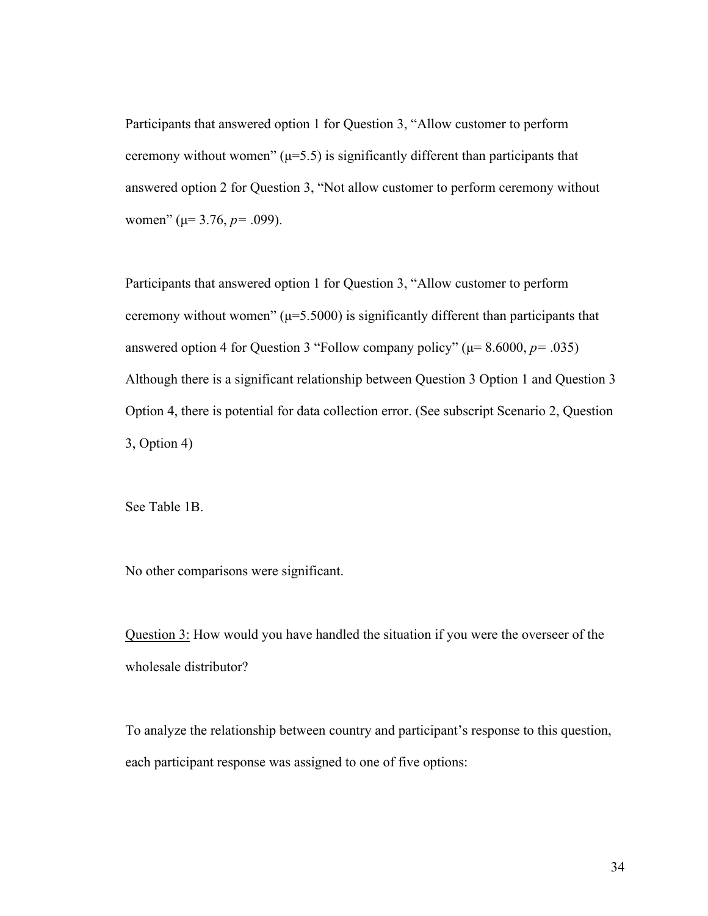Participants that answered option 1 for Question 3, "Allow customer to perform ceremony without women" ($\mu$=5.5) is significantly different than participants that answered option 2 for Question 3, "Not allow customer to perform ceremony without women" ($\mu$= 3.76, $p$= .099).

Participants that answered option 1 for Question 3, "Allow customer to perform ceremony without women" ($\mu$=5.5000) is significantly different than participants that answered option 4 for Question 3 "Follow company policy" ($\mu$= 8.6000, $p$= .035) Although there is a significant relationship between Question 3 Option 1 and Question 3 Option 4, there is potential for data collection error. (See subscript Scenario 2, Question 3, Option 4)

See Table 1B.

No other comparisons were significant.

<u>Question 3:</u> How would you have handled the situation if you were the overseer of the wholesale distributor?

To analyze the relationship between country and participant's response to this question, each participant response was assigned to one of five options: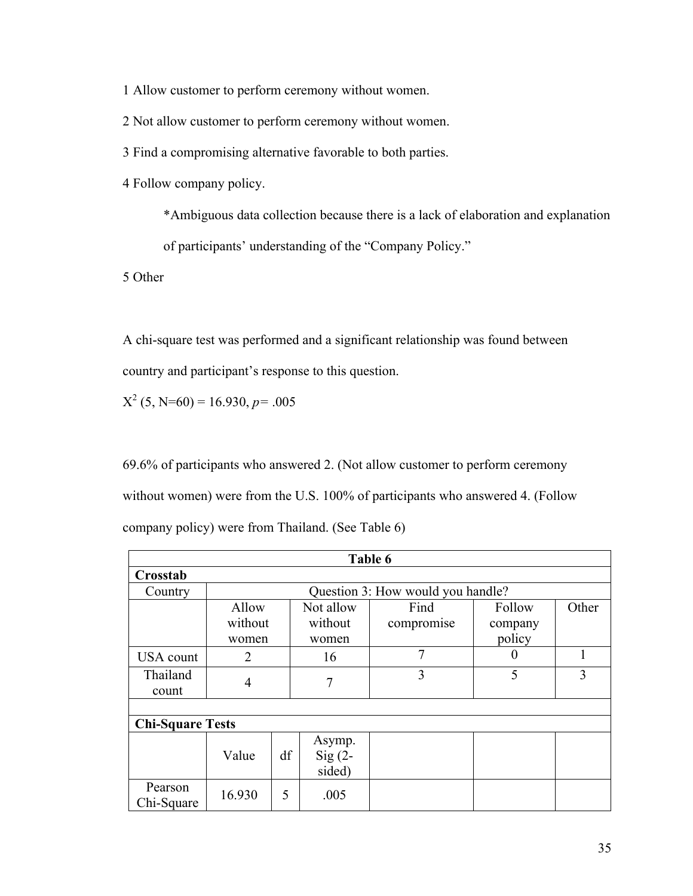1 Allow customer to perform ceremony without women.

2 Not allow customer to perform ceremony without women.

3 Find a compromising alternative favorable to both parties.

4 Follow company policy.

> *Ambiguous data collection because there is a lack of elaboration and explanation of participants' understanding of the "Company Policy."

5 Other

A chi-square test was performed and a significant relationship was found between country and participant's response to this question.

$X^2$ (5, N=60) = 16.930, *p*= .005

69.6% of participants who answered 2. (Not allow customer to perform ceremony without women) were from the U.S. 100% of participants who answered 4. (Follow company policy) were from Thailand. (See Table 6)

**Table 6**

**Crosstab**

| Country | Question 3: How would you handle? | | | | |
|---|---|---|---|---|---|
| | Allow without women | Not allow without women | Find compromise | Follow company policy | Other |
| USA count | 2 | 16 | 7 | 0 | 1 |
| Thailand count | 4 | 7 | 3 | 5 | 3 |

**Chi-Square Tests**

| | Value | df | Asymp. Sig (2-sided) |
|---|---|---|---|
| Pearson Chi-Square | 16.930 | 5 | .005 |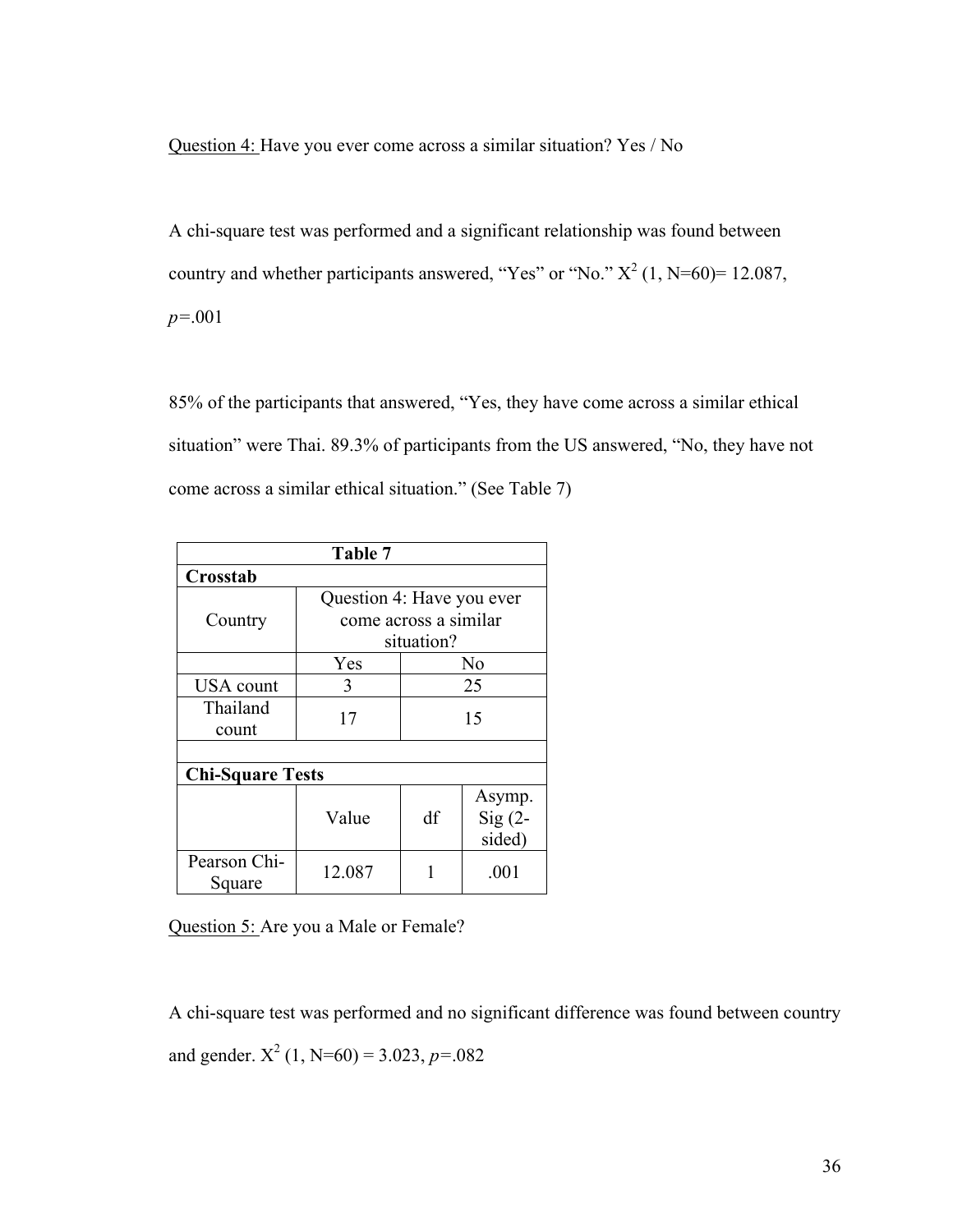Question 4: Have you ever come across a similar situation? Yes / No

A chi-square test was performed and a significant relationship was found between country and whether participants answered, "Yes" or "No." $X^2$ (1, N=60)= 12.087, *p*=.001

85% of the participants that answered, "Yes, they have come across a similar ethical situation" were Thai. 89.3% of participants from the US answered, "No, they have not come across a similar ethical situation." (See Table 7)

| **Table 7** | | | |
|---|---|---|---|
| **Crosstab** | | | |
| Country | Question 4: Have you ever come across a similar situation? | | |
| | Yes | No | |
| USA count | 3 | 25 | |
| Thailand count | 17 | 15 | |
| | | | |
| **Chi-Square Tests** | | | |
| | Value | df | Asymp. Sig (2-sided) |
| Pearson Chi-Square | 12.087 | 1 | .001 |

Question 5: Are you a Male or Female?

A chi-square test was performed and no significant difference was found between country and gender. $X^2$ (1, N=60) = 3.023, *p*=.082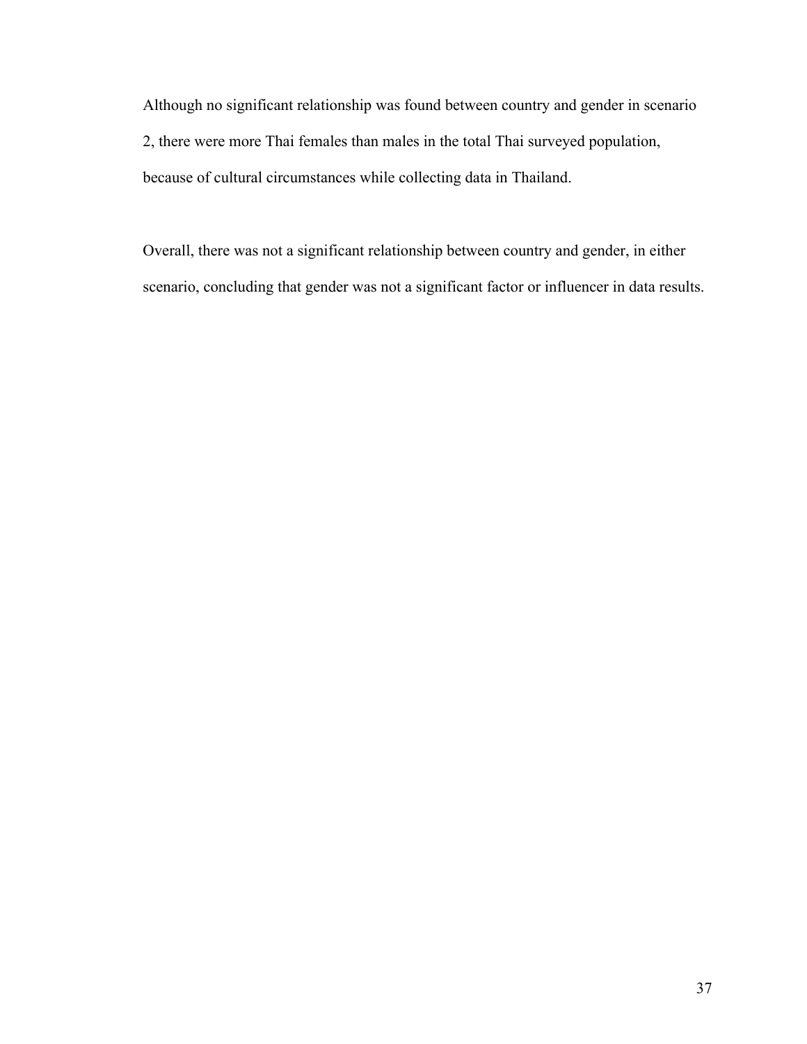Although no significant relationship was found between country and gender in scenario 2, there were more Thai females than males in the total Thai surveyed population, because of cultural circumstances while collecting data in Thailand.

Overall, there was not a significant relationship between country and gender, in either scenario, concluding that gender was not a significant factor or influencer in data results.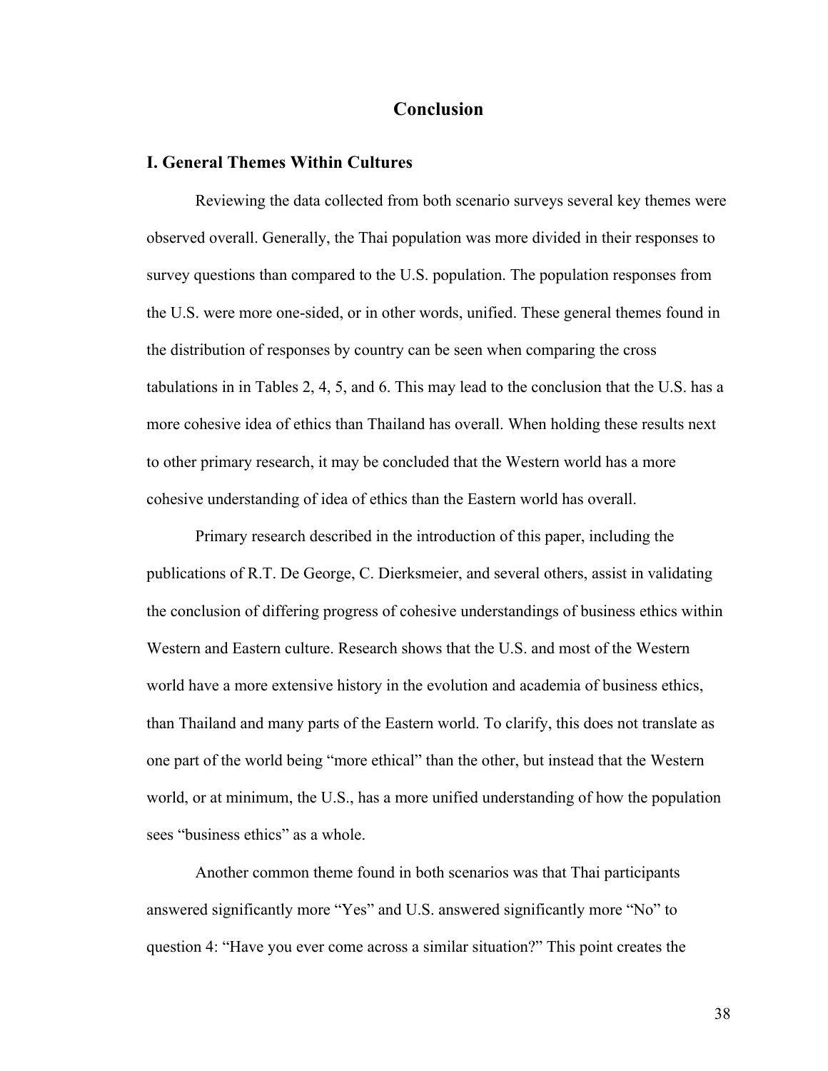# Conclusion

## I. General Themes Within Cultures

Reviewing the data collected from both scenario surveys several key themes were observed overall. Generally, the Thai population was more divided in their responses to survey questions than compared to the U.S. population. The population responses from the U.S. were more one-sided, or in other words, unified. These general themes found in the distribution of responses by country can be seen when comparing the cross tabulations in in Tables 2, 4, 5, and 6. This may lead to the conclusion that the U.S. has a more cohesive idea of ethics than Thailand has overall. When holding these results next to other primary research, it may be concluded that the Western world has a more cohesive understanding of idea of ethics than the Eastern world has overall.

Primary research described in the introduction of this paper, including the publications of R.T. De George, C. Dierksmeier, and several others, assist in validating the conclusion of differing progress of cohesive understandings of business ethics within Western and Eastern culture. Research shows that the U.S. and most of the Western world have a more extensive history in the evolution and academia of business ethics, than Thailand and many parts of the Eastern world. To clarify, this does not translate as one part of the world being "more ethical" than the other, but instead that the Western world, or at minimum, the U.S., has a more unified understanding of how the population sees "business ethics" as a whole.

Another common theme found in both scenarios was that Thai participants answered significantly more "Yes" and U.S. answered significantly more "No" to question 4: "Have you ever come across a similar situation?" This point creates the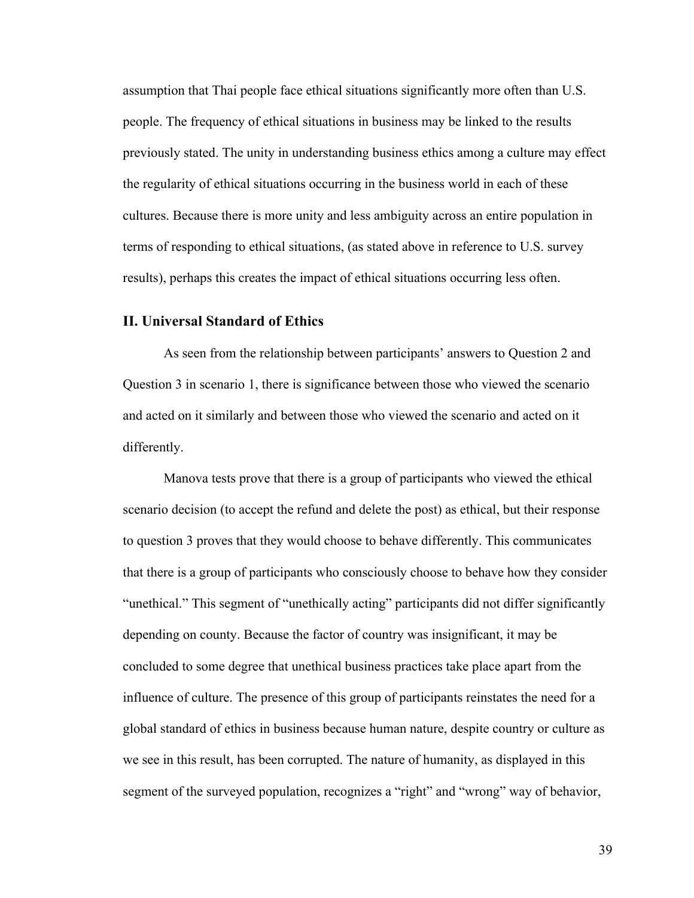assumption that Thai people face ethical situations significantly more often than U.S. people. The frequency of ethical situations in business may be linked to the results previously stated. The unity in understanding business ethics among a culture may effect the regularity of ethical situations occurring in the business world in each of these cultures. Because there is more unity and less ambiguity across an entire population in terms of responding to ethical situations, (as stated above in reference to U.S. survey results), perhaps this creates the impact of ethical situations occurring less often.

## II. Universal Standard of Ethics

As seen from the relationship between participants' answers to Question 2 and Question 3 in scenario 1, there is significance between those who viewed the scenario and acted on it similarly and between those who viewed the scenario and acted on it differently.

Manova tests prove that there is a group of participants who viewed the ethical scenario decision (to accept the refund and delete the post) as ethical, but their response to question 3 proves that they would choose to behave differently. This communicates that there is a group of participants who consciously choose to behave how they consider "unethical." This segment of "unethically acting" participants did not differ significantly depending on county. Because the factor of country was insignificant, it may be concluded to some degree that unethical business practices take place apart from the influence of culture. The presence of this group of participants reinstates the need for a global standard of ethics in business because human nature, despite country or culture as we see in this result, has been corrupted. The nature of humanity, as displayed in this segment of the surveyed population, recognizes a "right" and "wrong" way of behavior,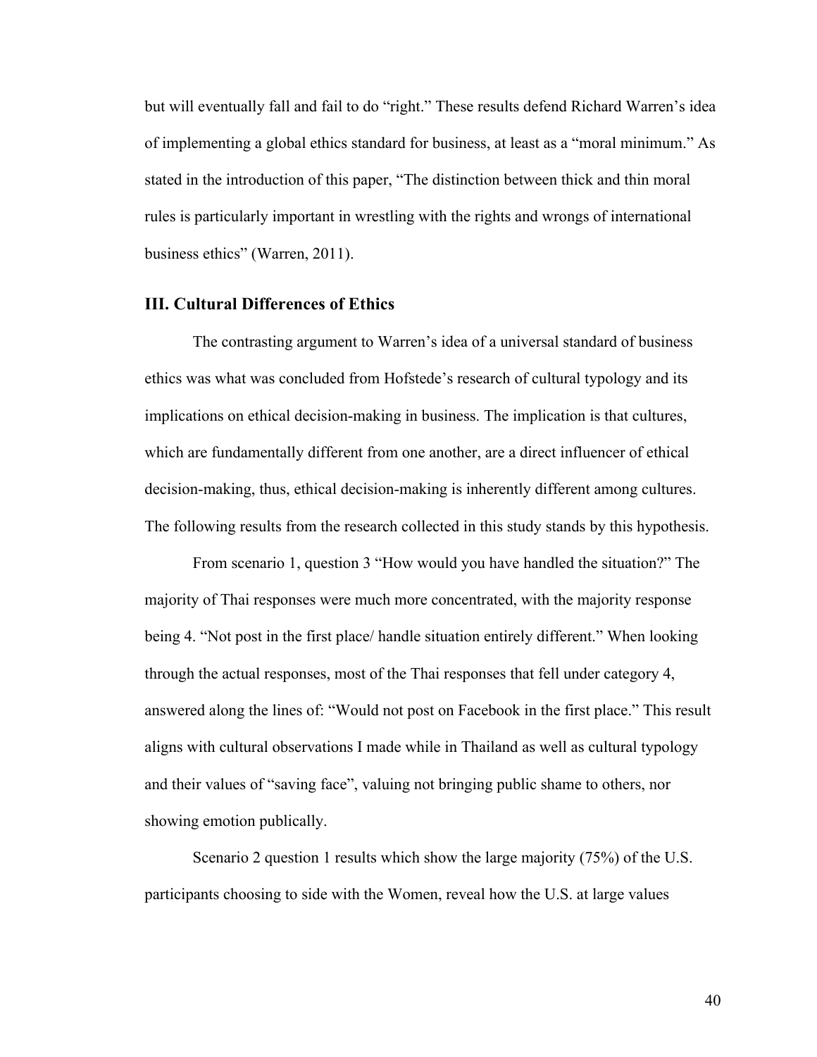but will eventually fall and fail to do "right." These results defend Richard Warren's idea of implementing a global ethics standard for business, at least as a "moral minimum." As stated in the introduction of this paper, "The distinction between thick and thin moral rules is particularly important in wrestling with the rights and wrongs of international business ethics" (Warren, 2011).

## III. Cultural Differences of Ethics

The contrasting argument to Warren's idea of a universal standard of business ethics was what was concluded from Hofstede's research of cultural typology and its implications on ethical decision-making in business. The implication is that cultures, which are fundamentally different from one another, are a direct influencer of ethical decision-making, thus, ethical decision-making is inherently different among cultures. The following results from the research collected in this study stands by this hypothesis.

From scenario 1, question 3 "How would you have handled the situation?" The majority of Thai responses were much more concentrated, with the majority response being 4. "Not post in the first place/ handle situation entirely different." When looking through the actual responses, most of the Thai responses that fell under category 4, answered along the lines of: "Would not post on Facebook in the first place." This result aligns with cultural observations I made while in Thailand as well as cultural typology and their values of "saving face", valuing not bringing public shame to others, nor showing emotion publically.

Scenario 2 question 1 results which show the large majority (75%) of the U.S. participants choosing to side with the Women, reveal how the U.S. at large values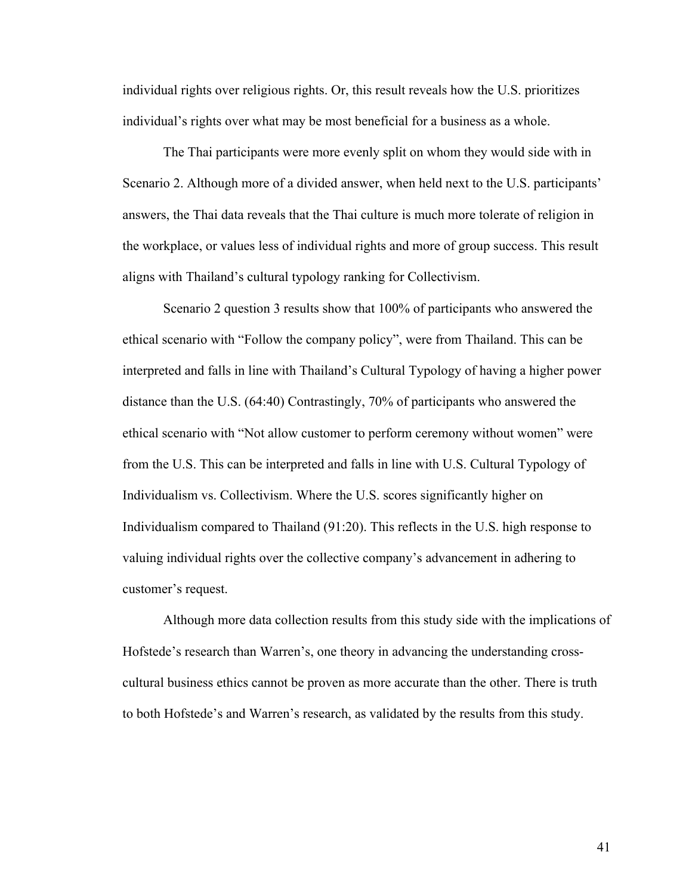individual rights over religious rights. Or, this result reveals how the U.S. prioritizes individual's rights over what may be most beneficial for a business as a whole.

The Thai participants were more evenly split on whom they would side with in Scenario 2. Although more of a divided answer, when held next to the U.S. participants' answers, the Thai data reveals that the Thai culture is much more tolerate of religion in the workplace, or values less of individual rights and more of group success. This result aligns with Thailand's cultural typology ranking for Collectivism.

Scenario 2 question 3 results show that 100% of participants who answered the ethical scenario with "Follow the company policy", were from Thailand. This can be interpreted and falls in line with Thailand's Cultural Typology of having a higher power distance than the U.S. (64:40) Contrastingly, 70% of participants who answered the ethical scenario with "Not allow customer to perform ceremony without women" were from the U.S. This can be interpreted and falls in line with U.S. Cultural Typology of Individualism vs. Collectivism. Where the U.S. scores significantly higher on Individualism compared to Thailand (91:20). This reflects in the U.S. high response to valuing individual rights over the collective company's advancement in adhering to customer's request.

Although more data collection results from this study side with the implications of Hofstede's research than Warren's, one theory in advancing the understanding cross-cultural business ethics cannot be proven as more accurate than the other. There is truth to both Hofstede's and Warren's research, as validated by the results from this study.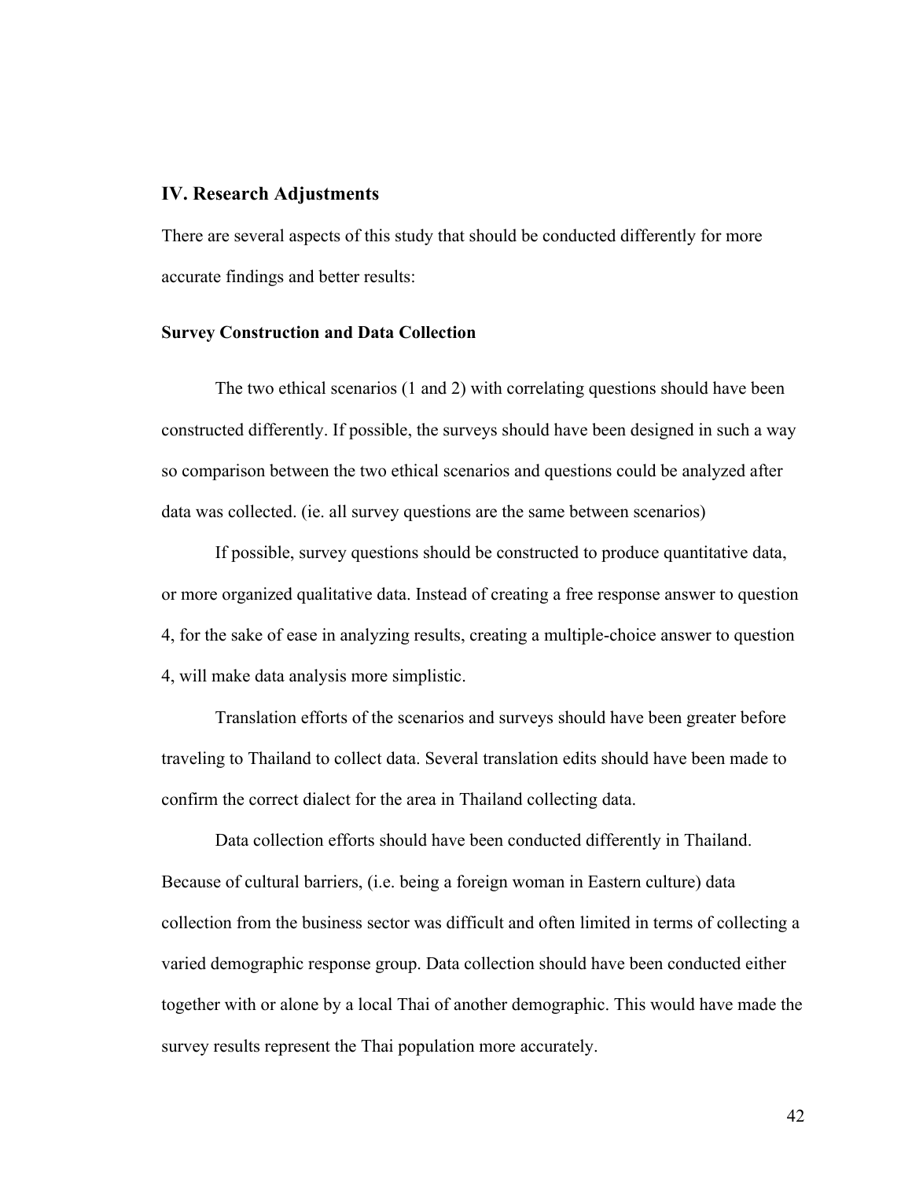## IV. Research Adjustments

There are several aspects of this study that should be conducted differently for more accurate findings and better results:

### Survey Construction and Data Collection

The two ethical scenarios (1 and 2) with correlating questions should have been constructed differently. If possible, the surveys should have been designed in such a way so comparison between the two ethical scenarios and questions could be analyzed after data was collected. (ie. all survey questions are the same between scenarios)

If possible, survey questions should be constructed to produce quantitative data, or more organized qualitative data. Instead of creating a free response answer to question 4, for the sake of ease in analyzing results, creating a multiple-choice answer to question 4, will make data analysis more simplistic.

Translation efforts of the scenarios and surveys should have been greater before traveling to Thailand to collect data. Several translation edits should have been made to confirm the correct dialect for the area in Thailand collecting data.

Data collection efforts should have been conducted differently in Thailand. Because of cultural barriers, (i.e. being a foreign woman in Eastern culture) data collection from the business sector was difficult and often limited in terms of collecting a varied demographic response group. Data collection should have been conducted either together with or alone by a local Thai of another demographic. This would have made the survey results represent the Thai population more accurately.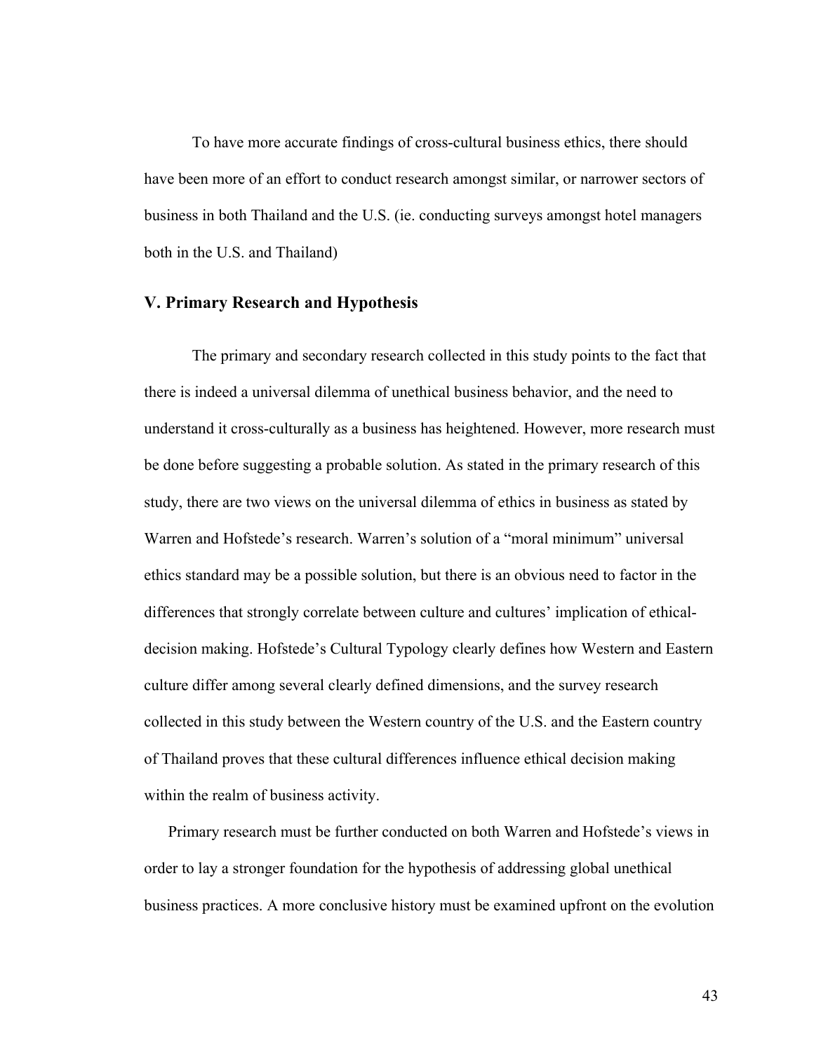To have more accurate findings of cross-cultural business ethics, there should have been more of an effort to conduct research amongst similar, or narrower sectors of business in both Thailand and the U.S. (ie. conducting surveys amongst hotel managers both in the U.S. and Thailand)

## V. Primary Research and Hypothesis

The primary and secondary research collected in this study points to the fact that there is indeed a universal dilemma of unethical business behavior, and the need to understand it cross-culturally as a business has heightened. However, more research must be done before suggesting a probable solution. As stated in the primary research of this study, there are two views on the universal dilemma of ethics in business as stated by Warren and Hofstede's research. Warren's solution of a "moral minimum" universal ethics standard may be a possible solution, but there is an obvious need to factor in the differences that strongly correlate between culture and cultures' implication of ethical-decision making. Hofstede's Cultural Typology clearly defines how Western and Eastern culture differ among several clearly defined dimensions, and the survey research collected in this study between the Western country of the U.S. and the Eastern country of Thailand proves that these cultural differences influence ethical decision making within the realm of business activity.

Primary research must be further conducted on both Warren and Hofstede's views in order to lay a stronger foundation for the hypothesis of addressing global unethical business practices. A more conclusive history must be examined upfront on the evolution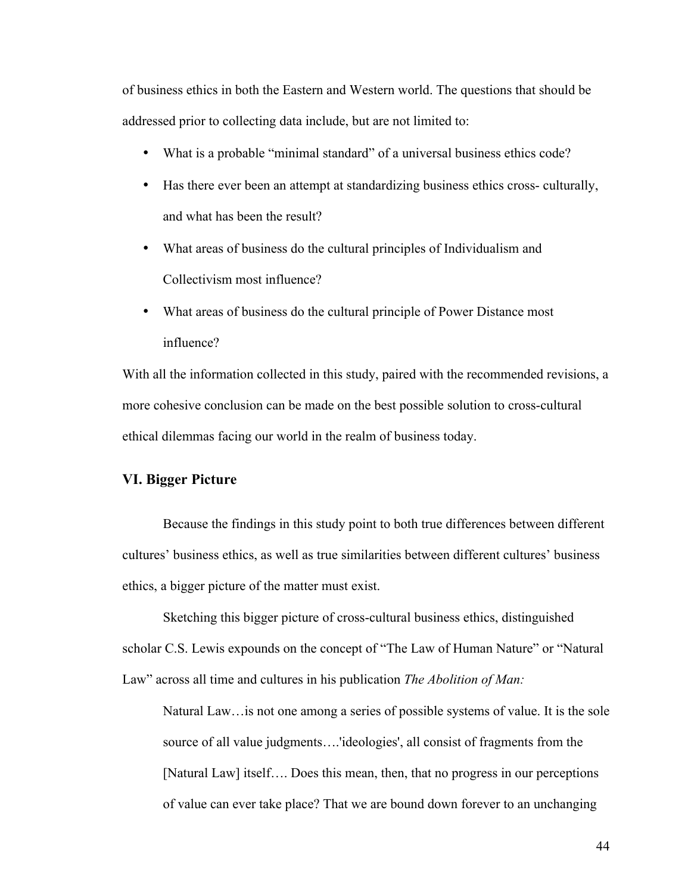of business ethics in both the Eastern and Western world. The questions that should be addressed prior to collecting data include, but are not limited to:

- What is a probable "minimal standard" of a universal business ethics code?
- Has there ever been an attempt at standardizing business ethics cross- culturally, and what has been the result?
- What areas of business do the cultural principles of Individualism and Collectivism most influence?
- What areas of business do the cultural principle of Power Distance most influence?

With all the information collected in this study, paired with the recommended revisions, a more cohesive conclusion can be made on the best possible solution to cross-cultural ethical dilemmas facing our world in the realm of business today.

### VI. Bigger Picture

Because the findings in this study point to both true differences between different cultures' business ethics, as well as true similarities between different cultures' business ethics, a bigger picture of the matter must exist.

Sketching this bigger picture of cross-cultural business ethics, distinguished scholar C.S. Lewis expounds on the concept of "The Law of Human Nature" or "Natural Law" across all time and cultures in his publication *The Abolition of Man:*

> Natural Law…is not one among a series of possible systems of value. It is the sole source of all value judgments….'ideologies', all consist of fragments from the [Natural Law] itself…. Does this mean, then, that no progress in our perceptions of value can ever take place? That we are bound down forever to an unchanging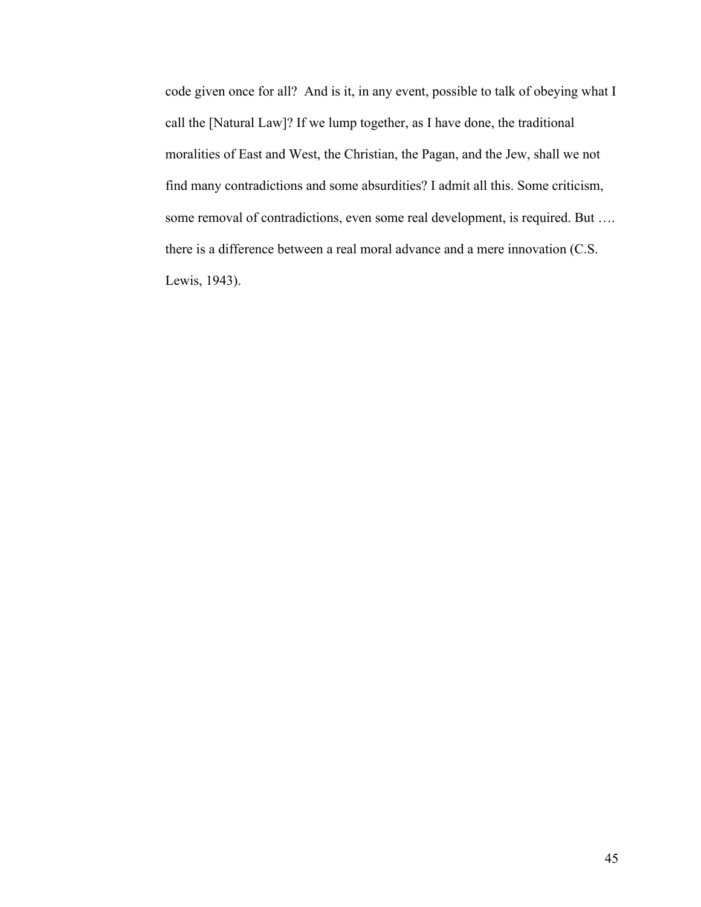code given once for all?  And is it, in any event, possible to talk of obeying what I call the [Natural Law]? If we lump together, as I have done, the traditional moralities of East and West, the Christian, the Pagan, and the Jew, shall we not find many contradictions and some absurdities? I admit all this. Some criticism, some removal of contradictions, even some real development, is required. But …. there is a difference between a real moral advance and a mere innovation (C.S. Lewis, 1943).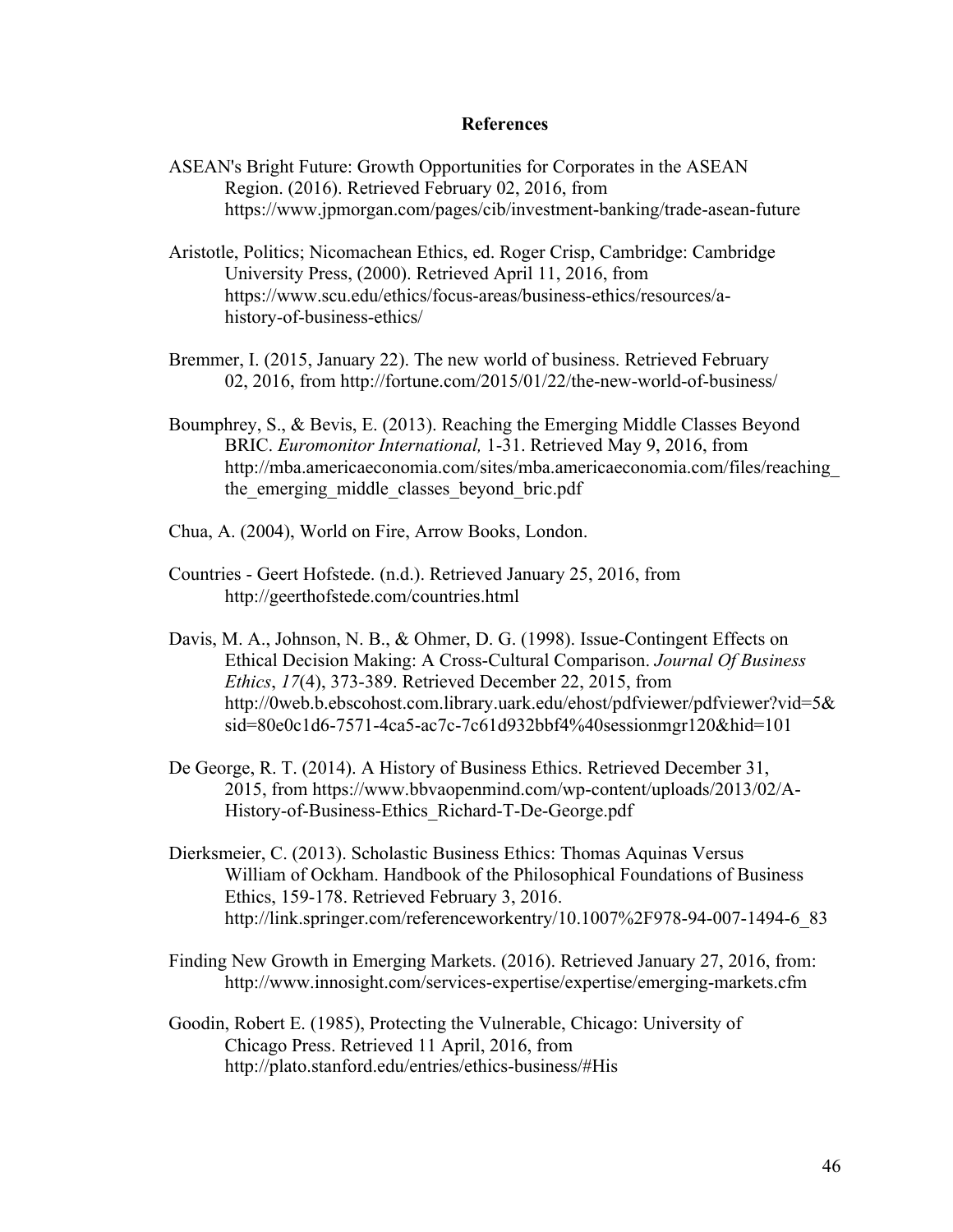**References**

ASEAN's Bright Future: Growth Opportunities for Corporates in the ASEAN Region. (2016). Retrieved February 02, 2016, from https://www.jpmorgan.com/pages/cib/investment-banking/trade-asean-future

Aristotle, Politics; Nicomachean Ethics, ed. Roger Crisp, Cambridge: Cambridge University Press, (2000). Retrieved April 11, 2016, from https://www.scu.edu/ethics/focus-areas/business-ethics/resources/a-history-of-business-ethics/

Bremmer, I. (2015, January 22). The new world of business. Retrieved February 02, 2016, from http://fortune.com/2015/01/22/the-new-world-of-business/

Boumphrey, S., & Bevis, E. (2013). Reaching the Emerging Middle Classes Beyond BRIC. *Euromonitor International,* 1-31. Retrieved May 9, 2016, from http://mba.americaeconomia.com/sites/mba.americaeconomia.com/files/reaching_the_emerging_middle_classes_beyond_bric.pdf

Chua, A. (2004), World on Fire, Arrow Books, London.

Countries - Geert Hofstede. (n.d.). Retrieved January 25, 2016, from http://geerthofstede.com/countries.html

Davis, M. A., Johnson, N. B., & Ohmer, D. G. (1998). Issue-Contingent Effects on Ethical Decision Making: A Cross-Cultural Comparison. *Journal Of Business Ethics*, *17*(4), 373-389. Retrieved December 22, 2015, from http://0web.b.ebscohost.com.library.uark.edu/ehost/pdfviewer/pdfviewer?vid=5&sid=80e0c1d6-7571-4ca5-ac7c-7c61d932bbf4%40sessionmgr120&hid=101

De George, R. T. (2014). A History of Business Ethics. Retrieved December 31, 2015, from https://www.bbvaopenmind.com/wp-content/uploads/2013/02/A-History-of-Business-Ethics_Richard-T-De-George.pdf

Dierksmeier, C. (2013). Scholastic Business Ethics: Thomas Aquinas Versus William of Ockham. Handbook of the Philosophical Foundations of Business Ethics, 159-178. Retrieved February 3, 2016. http://link.springer.com/referenceworkentry/10.1007%2F978-94-007-1494-6_83

Finding New Growth in Emerging Markets. (2016). Retrieved January 27, 2016, from: http://www.innosight.com/services-expertise/expertise/emerging-markets.cfm

Goodin, Robert E. (1985), Protecting the Vulnerable, Chicago: University of Chicago Press. Retrieved 11 April, 2016, from http://plato.stanford.edu/entries/ethics-business/#His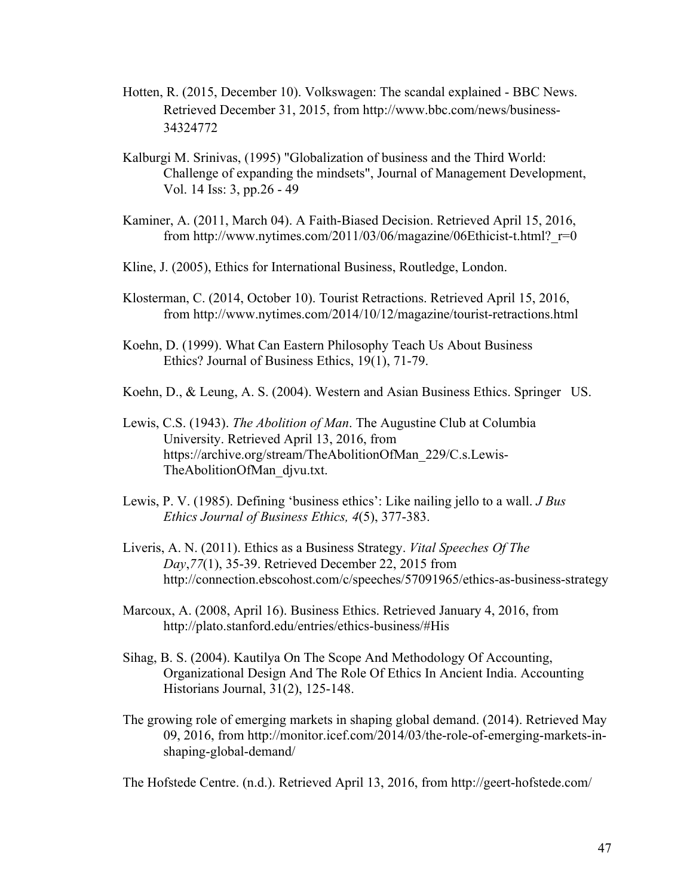Hotten, R. (2015, December 10). Volkswagen: The scandal explained - BBC News. Retrieved December 31, 2015, from http://www.bbc.com/news/business-34324772

Kalburgi M. Srinivas, (1995) "Globalization of business and the Third World: Challenge of expanding the mindsets", Journal of Management Development, Vol. 14 Iss: 3, pp.26 - 49

Kaminer, A. (2011, March 04). A Faith-Biased Decision. Retrieved April 15, 2016, from http://www.nytimes.com/2011/03/06/magazine/06Ethicist-t.html?_r=0

Kline, J. (2005), Ethics for International Business, Routledge, London.

Klosterman, C. (2014, October 10). Tourist Retractions. Retrieved April 15, 2016, from http://www.nytimes.com/2014/10/12/magazine/tourist-retractions.html

Koehn, D. (1999). What Can Eastern Philosophy Teach Us About Business Ethics? Journal of Business Ethics, 19(1), 71-79.

Koehn, D., & Leung, A. S. (2004). Western and Asian Business Ethics. Springer US.

Lewis, C.S. (1943). *The Abolition of Man*. The Augustine Club at Columbia University. Retrieved April 13, 2016, from https://archive.org/stream/TheAbolitionOfMan_229/C.s.Lewis-TheAbolitionOfMan_djvu.txt.

Lewis, P. V. (1985). Defining 'business ethics': Like nailing jello to a wall. *J Bus Ethics Journal of Business Ethics, 4*(5), 377-383.

Liveris, A. N. (2011). Ethics as a Business Strategy. *Vital Speeches Of The Day*,*77*(1), 35-39. Retrieved December 22, 2015 from http://connection.ebscohost.com/c/speeches/57091965/ethics-as-business-strategy

Marcoux, A. (2008, April 16). Business Ethics. Retrieved January 4, 2016, from http://plato.stanford.edu/entries/ethics-business/#His

Sihag, B. S. (2004). Kautilya On The Scope And Methodology Of Accounting, Organizational Design And The Role Of Ethics In Ancient India. Accounting Historians Journal, 31(2), 125-148.

The growing role of emerging markets in shaping global demand. (2014). Retrieved May 09, 2016, from http://monitor.icef.com/2014/03/the-role-of-emerging-markets-in-shaping-global-demand/

The Hofstede Centre. (n.d.). Retrieved April 13, 2016, from http://geert-hofstede.com/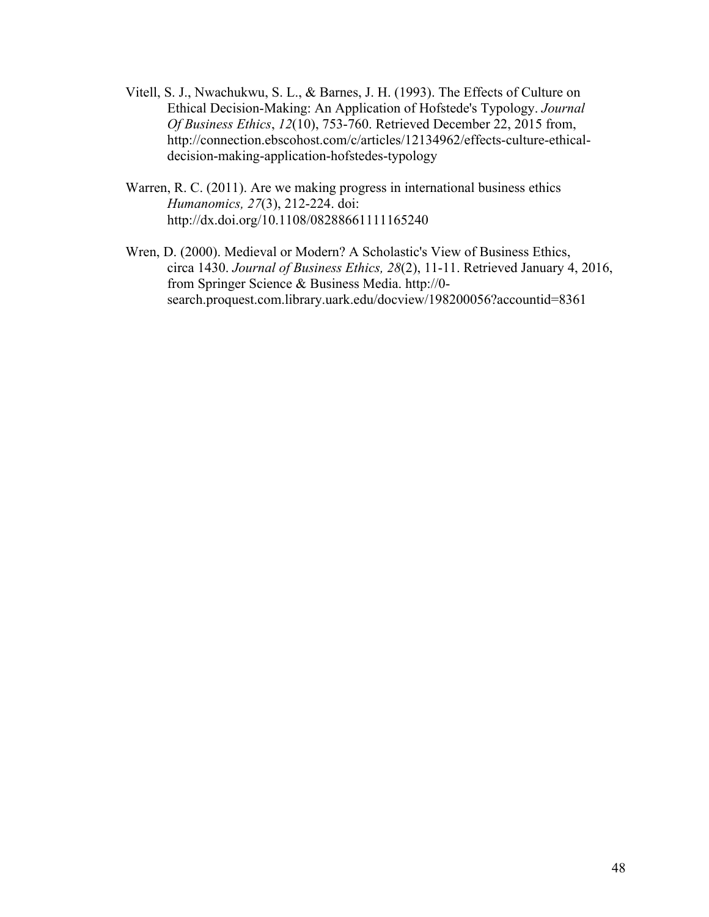Vitell, S. J., Nwachukwu, S. L., & Barnes, J. H. (1993). The Effects of Culture on Ethical Decision-Making: An Application of Hofstede's Typology. *Journal Of Business Ethics*, *12*(10), 753-760. Retrieved December 22, 2015 from, http://connection.ebscohost.com/c/articles/12134962/effects-culture-ethical-decision-making-application-hofstedes-typology

Warren, R. C. (2011). Are we making progress in international business ethics *Humanomics, 27*(3), 212-224. doi: http://dx.doi.org/10.1108/08288661111165240

Wren, D. (2000). Medieval or Modern? A Scholastic's View of Business Ethics, circa 1430. *Journal of Business Ethics, 28*(2), 11-11. Retrieved January 4, 2016, from Springer Science & Business Media. http://0-search.proquest.com.library.uark.edu/docview/198200056?accountid=8361